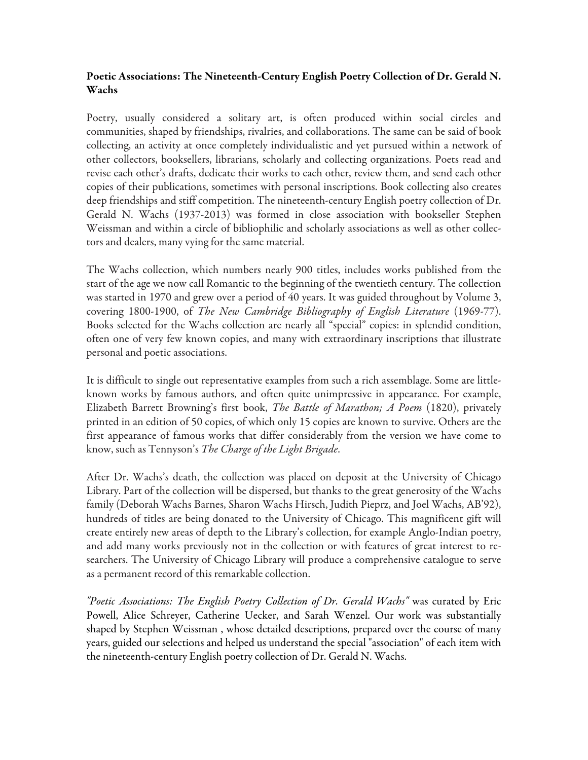**Poetic Associations: The Nineteenth-Century English Poetry Collection of Dr. Gerald N. Wachs**

Poetry, usually considered a solitary art, is often produced within social circles and communities, shaped by friendships, rivalries, and collaborations. The same can be said of book collecting, an activity at once completely individualistic and yet pursued within a network of other collectors, booksellers, librarians, scholarly and collecting organizations. Poets read and revise each other's drafts, dedicate their works to each other, review them, and send each other copies of their publications, sometimes with personal inscriptions. Book collecting also creates deep friendships and stiff competition. The nineteenth-century English poetry collection of Dr. Gerald N. Wachs (1937-2013) was formed in close association with bookseller Stephen Weissman and within a circle of bibliophilic and scholarly associations as well as other collectors and dealers, many vying for the same material.

The Wachs collection, which numbers nearly 900 titles, includes works published from the start of the age we now call Romantic to the beginning of the twentieth century. The collection was started in 1970 and grew over a period of 40 years. It was guided throughout by Volume 3, covering 1800-1900, of *The New Cambridge Bibliography of English Literature* (1969-77). Books selected for the Wachs collection are nearly all "special" copies: in splendid condition, often one of very few known copies, and many with extraordinary inscriptions that illustrate personal and poetic associations.

It is difficult to single out representative examples from such a rich assemblage. Some are little-known works by famous authors, and often quite unimpressive in appearance. For example, Elizabeth Barrett Browning's first book, *The Battle of Marathon; A Poem* (1820), privately printed in an edition of 50 copies, of which only 15 copies are known to survive. Others are the first appearance of famous works that differ considerably from the version we have come to know, such as Tennyson's *The Charge of the Light Brigade*.

After Dr. Wachs's death, the collection was placed on deposit at the University of Chicago Library. Part of the collection will be dispersed, but thanks to the great generosity of the Wachs family (Deborah Wachs Barnes, Sharon Wachs Hirsch, Judith Pieprz, and Joel Wachs, AB'92), hundreds of titles are being donated to the University of Chicago. This magnificent gift will create entirely new areas of depth to the Library's collection, for example Anglo-Indian poetry, and add many works previously not in the collection or with features of great interest to researchers. The University of Chicago Library will produce a comprehensive catalogue to serve as a permanent record of this remarkable collection.

*"Poetic Associations: The English Poetry Collection of Dr. Gerald Wachs"* was curated by Eric Powell, Alice Schreyer, Catherine Uecker, and Sarah Wenzel. Our work was substantially shaped by Stephen Weissman , whose detailed descriptions, prepared over the course of many years, guided our selections and helped us understand the special "association" of each item with the nineteenth-century English poetry collection of Dr. Gerald N. Wachs.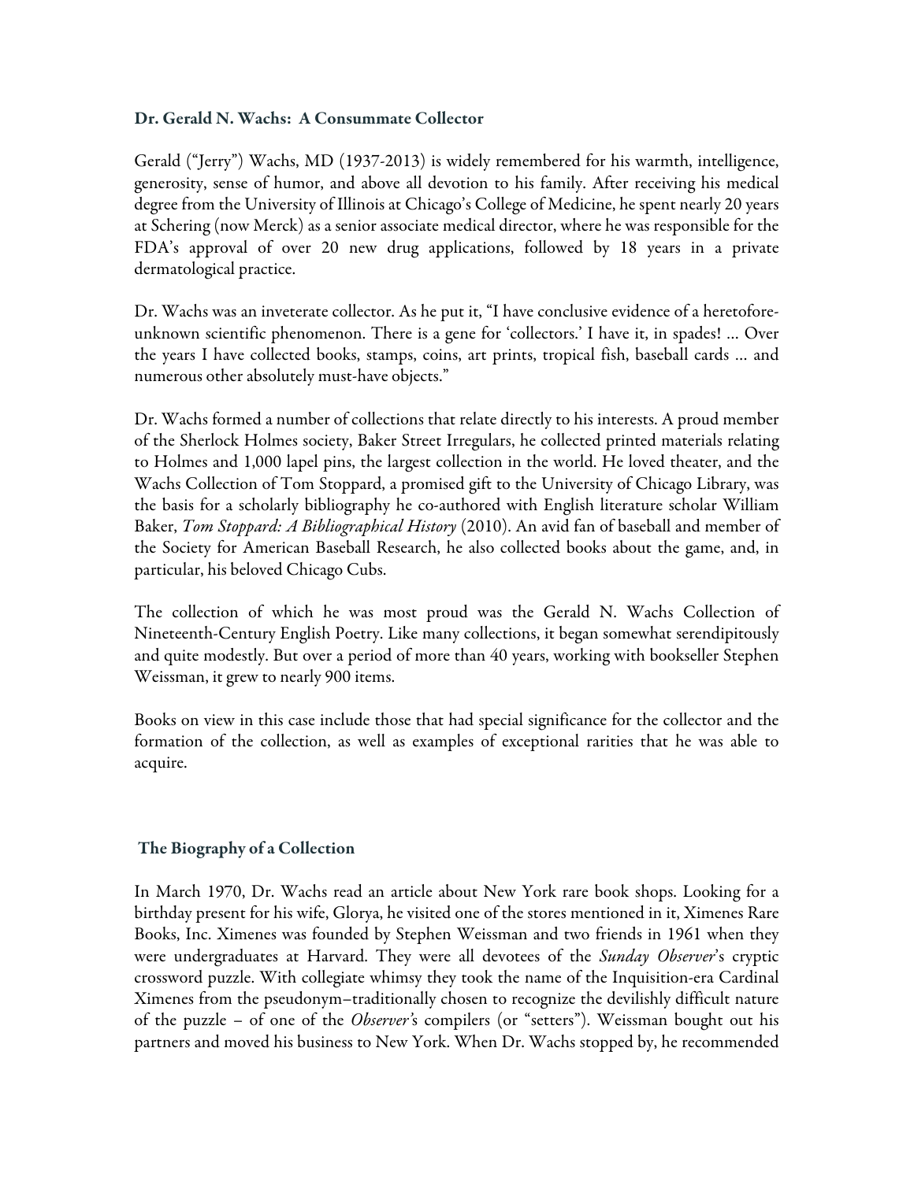## Dr. Gerald N. Wachs: A Consummate Collector

Gerald ("Jerry") Wachs, MD (1937-2013) is widely remembered for his warmth, intelligence, generosity, sense of humor, and above all devotion to his family. After receiving his medical degree from the University of Illinois at Chicago's College of Medicine, he spent nearly 20 years at Schering (now Merck) as a senior associate medical director, where he was responsible for the FDA's approval of over 20 new drug applications, followed by 18 years in a private dermatological practice.

Dr. Wachs was an inveterate collector. As he put it, "I have conclusive evidence of a heretofore-unknown scientific phenomenon. There is a gene for 'collectors.' I have it, in spades! … Over the years I have collected books, stamps, coins, art prints, tropical fish, baseball cards … and numerous other absolutely must-have objects."

Dr. Wachs formed a number of collections that relate directly to his interests. A proud member of the Sherlock Holmes society, Baker Street Irregulars, he collected printed materials relating to Holmes and 1,000 lapel pins, the largest collection in the world. He loved theater, and the Wachs Collection of Tom Stoppard, a promised gift to the University of Chicago Library, was the basis for a scholarly bibliography he co-authored with English literature scholar William Baker, *Tom Stoppard: A Bibliographical History* (2010). An avid fan of baseball and member of the Society for American Baseball Research, he also collected books about the game, and, in particular, his beloved Chicago Cubs.

The collection of which he was most proud was the Gerald N. Wachs Collection of Nineteenth-Century English Poetry. Like many collections, it began somewhat serendipitously and quite modestly. But over a period of more than 40 years, working with bookseller Stephen Weissman, it grew to nearly 900 items.

Books on view in this case include those that had special significance for the collector and the formation of the collection, as well as examples of exceptional rarities that he was able to acquire.

## The Biography of a Collection

In March 1970, Dr. Wachs read an article about New York rare book shops. Looking for a birthday present for his wife, Glorya, he visited one of the stores mentioned in it, Ximenes Rare Books, Inc. Ximenes was founded by Stephen Weissman and two friends in 1961 when they were undergraduates at Harvard. They were all devotees of the *Sunday Observer*'s cryptic crossword puzzle. With collegiate whimsy they took the name of the Inquisition-era Cardinal Ximenes from the pseudonym–traditionally chosen to recognize the devilishly difficult nature of the puzzle – of one of the *Observer's* compilers (or "setters"). Weissman bought out his partners and moved his business to New York. When Dr. Wachs stopped by, he recommended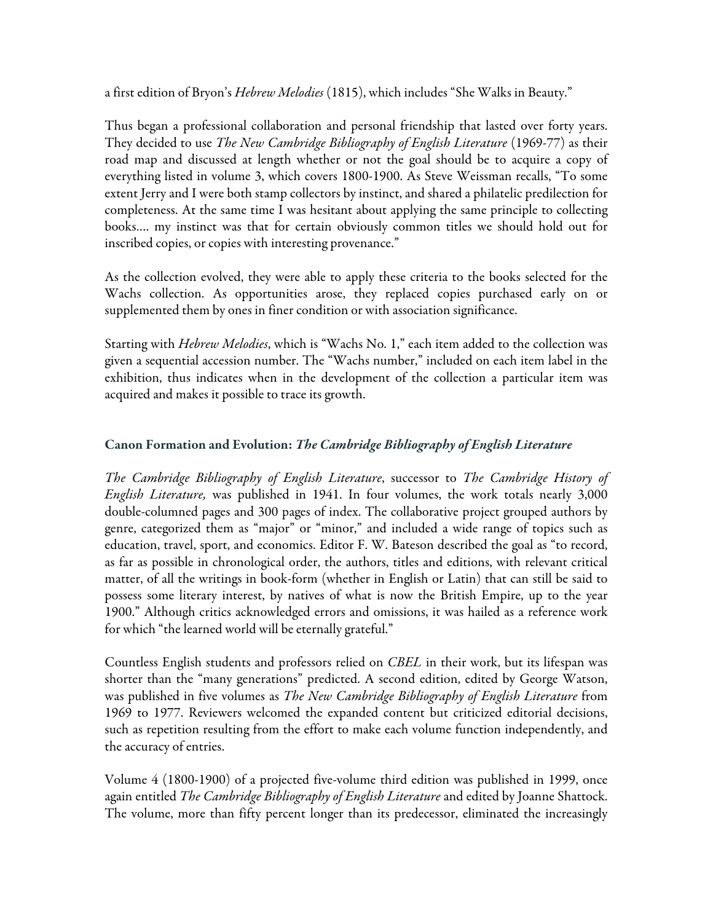a first edition of Bryon's *Hebrew Melodies* (1815), which includes "She Walks in Beauty."

Thus began a professional collaboration and personal friendship that lasted over forty years. They decided to use *The New Cambridge Bibliography of English Literature* (1969-77) as their road map and discussed at length whether or not the goal should be to acquire a copy of everything listed in volume 3, which covers 1800-1900. As Steve Weissman recalls, "To some extent Jerry and I were both stamp collectors by instinct, and shared a philatelic predilection for completeness. At the same time I was hesitant about applying the same principle to collecting books.... my instinct was that for certain obviously common titles we should hold out for inscribed copies, or copies with interesting provenance."

As the collection evolved, they were able to apply these criteria to the books selected for the Wachs collection. As opportunities arose, they replaced copies purchased early on or supplemented them by ones in finer condition or with association significance.

Starting with *Hebrew Melodies*, which is "Wachs No. 1," each item added to the collection was given a sequential accession number. The "Wachs number," included on each item label in the exhibition, thus indicates when in the development of the collection a particular item was acquired and makes it possible to trace its growth.

## Canon Formation and Evolution: *The Cambridge Bibliography of English Literature*

*The Cambridge Bibliography of English Literature*, successor to *The Cambridge History of English Literature,* was published in 1941. In four volumes, the work totals nearly 3,000 double-columned pages and 300 pages of index. The collaborative project grouped authors by genre, categorized them as "major" or "minor," and included a wide range of topics such as education, travel, sport, and economics. Editor F. W. Bateson described the goal as "to record, as far as possible in chronological order, the authors, titles and editions, with relevant critical matter, of all the writings in book-form (whether in English or Latin) that can still be said to possess some literary interest, by natives of what is now the British Empire, up to the year 1900." Although critics acknowledged errors and omissions, it was hailed as a reference work for which "the learned world will be eternally grateful."

Countless English students and professors relied on *CBEL* in their work, but its lifespan was shorter than the "many generations" predicted. A second edition, edited by George Watson, was published in five volumes as *The New Cambridge Bibliography of English Literature* from 1969 to 1977. Reviewers welcomed the expanded content but criticized editorial decisions, such as repetition resulting from the effort to make each volume function independently, and the accuracy of entries.

Volume 4 (1800-1900) of a projected five-volume third edition was published in 1999, once again entitled *The Cambridge Bibliography of English Literature* and edited by Joanne Shattock. The volume, more than fifty percent longer than its predecessor, eliminated the increasingly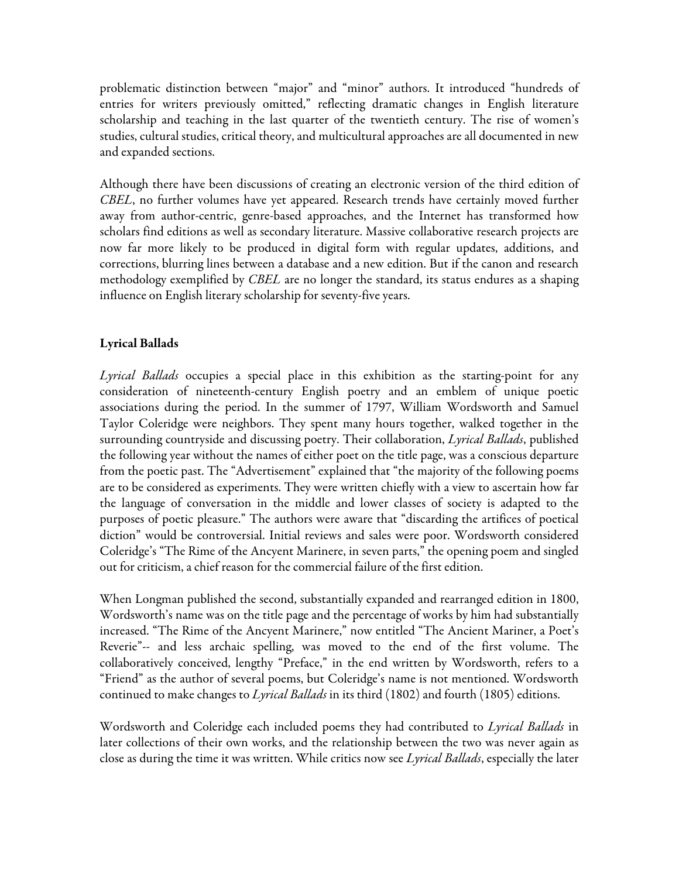problematic distinction between "major" and "minor" authors. It introduced "hundreds of entries for writers previously omitted," reflecting dramatic changes in English literature scholarship and teaching in the last quarter of the twentieth century. The rise of women's studies, cultural studies, critical theory, and multicultural approaches are all documented in new and expanded sections.

Although there have been discussions of creating an electronic version of the third edition of *CBEL*, no further volumes have yet appeared. Research trends have certainly moved further away from author-centric, genre-based approaches, and the Internet has transformed how scholars find editions as well as secondary literature. Massive collaborative research projects are now far more likely to be produced in digital form with regular updates, additions, and corrections, blurring lines between a database and a new edition. But if the canon and research methodology exemplified by *CBEL* are no longer the standard, its status endures as a shaping influence on English literary scholarship for seventy-five years.

## Lyrical Ballads

*Lyrical Ballads* occupies a special place in this exhibition as the starting-point for any consideration of nineteenth-century English poetry and an emblem of unique poetic associations during the period. In the summer of 1797, William Wordsworth and Samuel Taylor Coleridge were neighbors. They spent many hours together, walked together in the surrounding countryside and discussing poetry. Their collaboration, *Lyrical Ballads*, published the following year without the names of either poet on the title page, was a conscious departure from the poetic past. The "Advertisement" explained that "the majority of the following poems are to be considered as experiments. They were written chiefly with a view to ascertain how far the language of conversation in the middle and lower classes of society is adapted to the purposes of poetic pleasure." The authors were aware that "discarding the artifices of poetical diction" would be controversial. Initial reviews and sales were poor. Wordsworth considered Coleridge's "The Rime of the Ancyent Marinere, in seven parts," the opening poem and singled out for criticism, a chief reason for the commercial failure of the first edition.

When Longman published the second, substantially expanded and rearranged edition in 1800, Wordsworth's name was on the title page and the percentage of works by him had substantially increased. "The Rime of the Ancyent Marinere," now entitled "The Ancient Mariner, a Poet's Reverie"-- and less archaic spelling, was moved to the end of the first volume. The collaboratively conceived, lengthy "Preface," in the end written by Wordsworth, refers to a "Friend" as the author of several poems, but Coleridge's name is not mentioned. Wordsworth continued to make changes to *Lyrical Ballads* in its third (1802) and fourth (1805) editions.

Wordsworth and Coleridge each included poems they had contributed to *Lyrical Ballads* in later collections of their own works, and the relationship between the two was never again as close as during the time it was written. While critics now see *Lyrical Ballads*, especially the later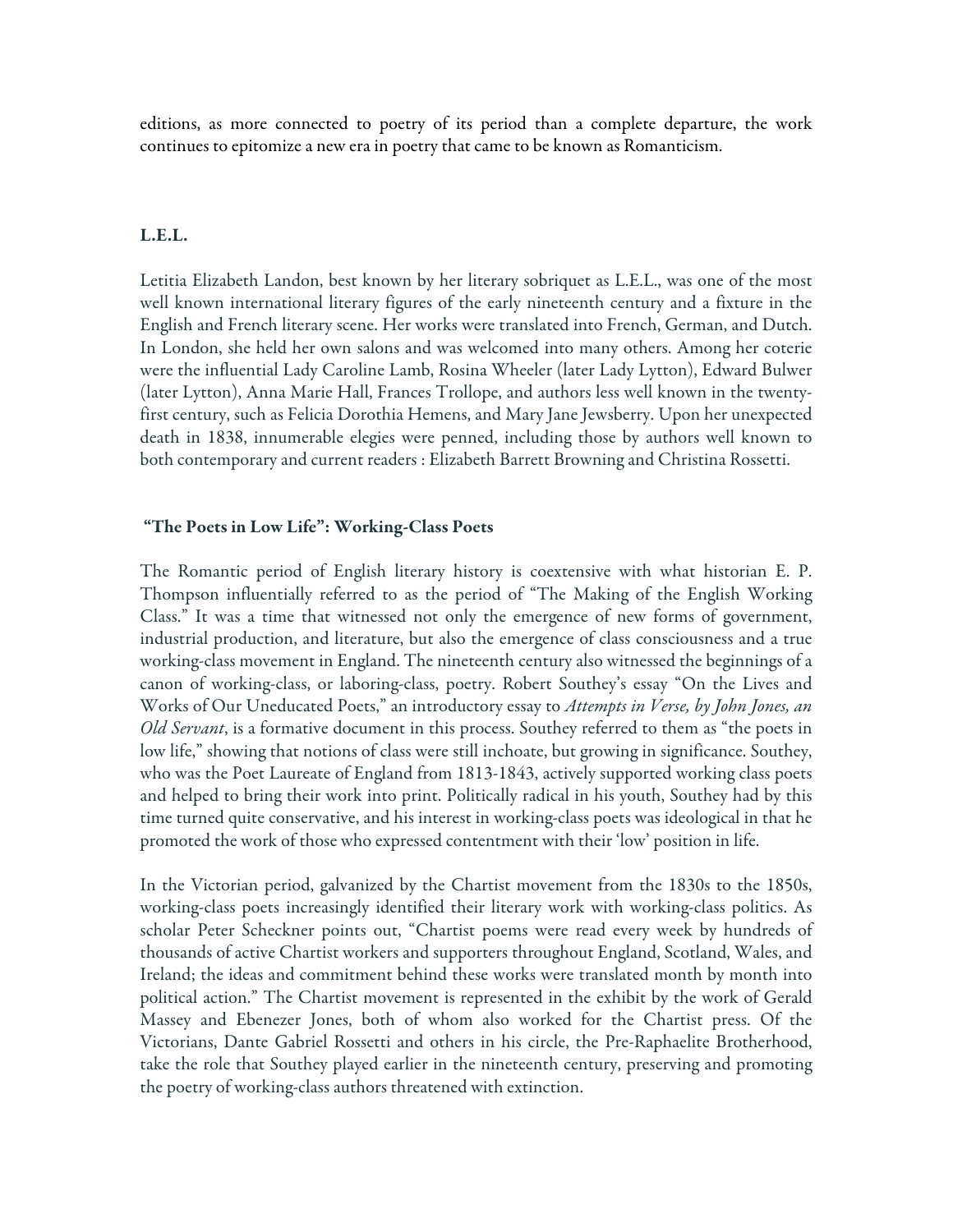editions, as more connected to poetry of its period than a complete departure, the work continues to epitomize a new era in poetry that came to be known as Romanticism.

## L.E.L.

Letitia Elizabeth Landon, best known by her literary sobriquet as L.E.L., was one of the most well known international literary figures of the early nineteenth century and a fixture in the English and French literary scene. Her works were translated into French, German, and Dutch. In London, she held her own salons and was welcomed into many others. Among her coterie were the influential Lady Caroline Lamb, Rosina Wheeler (later Lady Lytton), Edward Bulwer (later Lytton), Anna Marie Hall, Frances Trollope, and authors less well known in the twenty-first century, such as Felicia Dorothia Hemens, and Mary Jane Jewsberry. Upon her unexpected death in 1838, innumerable elegies were penned, including those by authors well known to both contemporary and current readers : Elizabeth Barrett Browning and Christina Rossetti.

## "The Poets in Low Life": Working-Class Poets

The Romantic period of English literary history is coextensive with what historian E. P. Thompson influentially referred to as the period of "The Making of the English Working Class." It was a time that witnessed not only the emergence of new forms of government, industrial production, and literature, but also the emergence of class consciousness and a true working-class movement in England. The nineteenth century also witnessed the beginnings of a canon of working-class, or laboring-class, poetry. Robert Southey's essay "On the Lives and Works of Our Uneducated Poets," an introductory essay to *Attempts in Verse, by John Jones, an Old Servant*, is a formative document in this process. Southey referred to them as "the poets in low life," showing that notions of class were still inchoate, but growing in significance. Southey, who was the Poet Laureate of England from 1813-1843, actively supported working class poets and helped to bring their work into print. Politically radical in his youth, Southey had by this time turned quite conservative, and his interest in working-class poets was ideological in that he promoted the work of those who expressed contentment with their 'low' position in life.

In the Victorian period, galvanized by the Chartist movement from the 1830s to the 1850s, working-class poets increasingly identified their literary work with working-class politics. As scholar Peter Scheckner points out, "Chartist poems were read every week by hundreds of thousands of active Chartist workers and supporters throughout England, Scotland, Wales, and Ireland; the ideas and commitment behind these works were translated month by month into political action." The Chartist movement is represented in the exhibit by the work of Gerald Massey and Ebenezer Jones, both of whom also worked for the Chartist press. Of the Victorians, Dante Gabriel Rossetti and others in his circle, the Pre-Raphaelite Brotherhood, take the role that Southey played earlier in the nineteenth century, preserving and promoting the poetry of working-class authors threatened with extinction.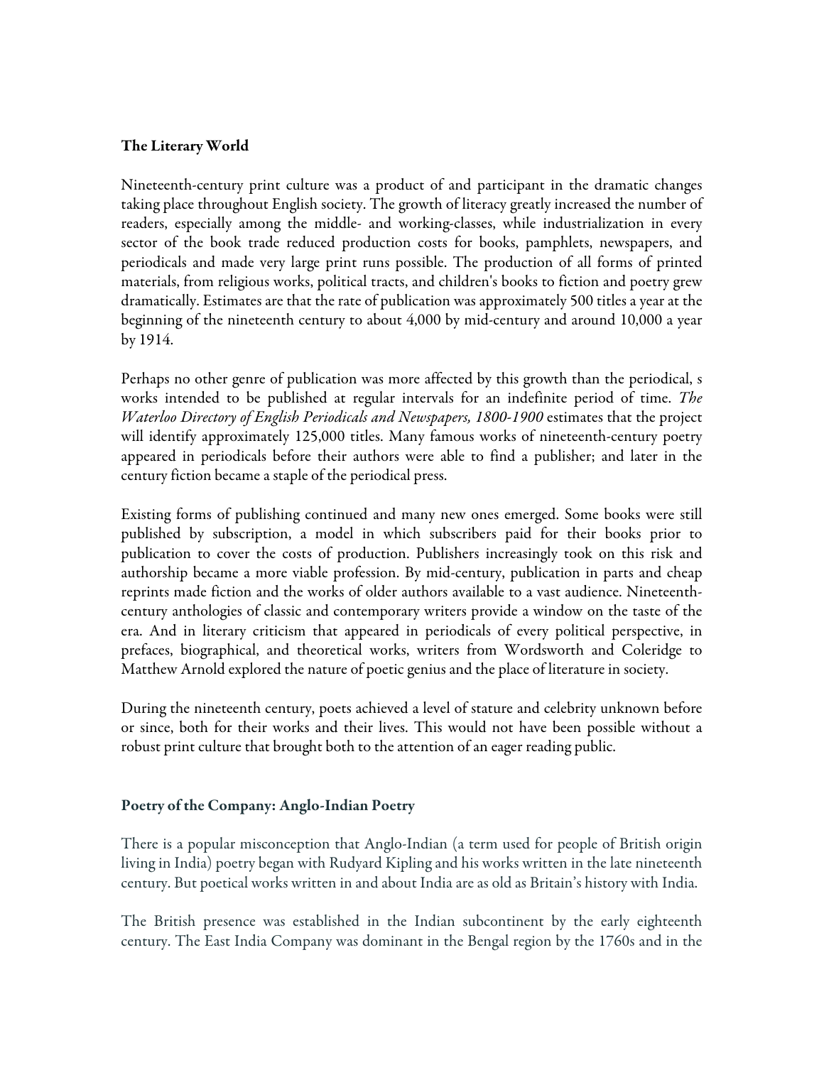## The Literary World

Nineteenth-century print culture was a product of and participant in the dramatic changes taking place throughout English society. The growth of literacy greatly increased the number of readers, especially among the middle- and working-classes, while industrialization in every sector of the book trade reduced production costs for books, pamphlets, newspapers, and periodicals and made very large print runs possible. The production of all forms of printed materials, from religious works, political tracts, and children's books to fiction and poetry grew dramatically. Estimates are that the rate of publication was approximately 500 titles a year at the beginning of the nineteenth century to about 4,000 by mid-century and around 10,000 a year by 1914.

Perhaps no other genre of publication was more affected by this growth than the periodical, s works intended to be published at regular intervals for an indefinite period of time. *The Waterloo Directory of English Periodicals and Newspapers, 1800-1900* estimates that the project will identify approximately 125,000 titles. Many famous works of nineteenth-century poetry appeared in periodicals before their authors were able to find a publisher; and later in the century fiction became a staple of the periodical press.

Existing forms of publishing continued and many new ones emerged. Some books were still published by subscription, a model in which subscribers paid for their books prior to publication to cover the costs of production. Publishers increasingly took on this risk and authorship became a more viable profession. By mid-century, publication in parts and cheap reprints made fiction and the works of older authors available to a vast audience. Nineteenth-century anthologies of classic and contemporary writers provide a window on the taste of the era. And in literary criticism that appeared in periodicals of every political perspective, in prefaces, biographical, and theoretical works, writers from Wordsworth and Coleridge to Matthew Arnold explored the nature of poetic genius and the place of literature in society.

During the nineteenth century, poets achieved a level of stature and celebrity unknown before or since, both for their works and their lives. This would not have been possible without a robust print culture that brought both to the attention of an eager reading public.

## Poetry of the Company: Anglo-Indian Poetry

There is a popular misconception that Anglo-Indian (a term used for people of British origin living in India) poetry began with Rudyard Kipling and his works written in the late nineteenth century. But poetical works written in and about India are as old as Britain's history with India.

The British presence was established in the Indian subcontinent by the early eighteenth century. The East India Company was dominant in the Bengal region by the 1760s and in the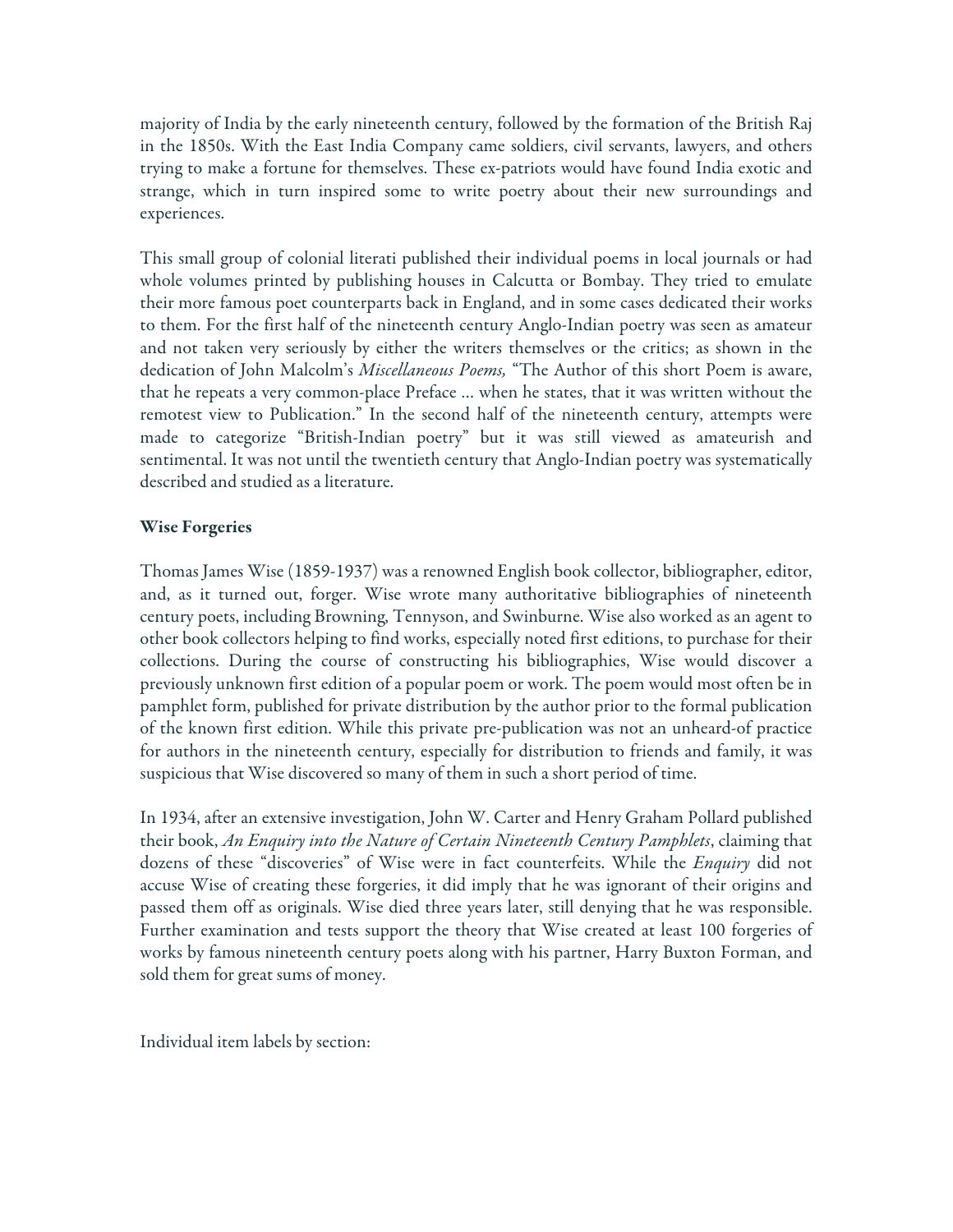majority of India by the early nineteenth century, followed by the formation of the British Raj in the 1850s. With the East India Company came soldiers, civil servants, lawyers, and others trying to make a fortune for themselves. These ex-patriots would have found India exotic and strange, which in turn inspired some to write poetry about their new surroundings and experiences.

This small group of colonial literati published their individual poems in local journals or had whole volumes printed by publishing houses in Calcutta or Bombay. They tried to emulate their more famous poet counterparts back in England, and in some cases dedicated their works to them. For the first half of the nineteenth century Anglo-Indian poetry was seen as amateur and not taken very seriously by either the writers themselves or the critics; as shown in the dedication of John Malcolm's *Miscellaneous Poems,* "The Author of this short Poem is aware, that he repeats a very common-place Preface … when he states, that it was written without the remotest view to Publication." In the second half of the nineteenth century, attempts were made to categorize "British-Indian poetry" but it was still viewed as amateurish and sentimental. It was not until the twentieth century that Anglo-Indian poetry was systematically described and studied as a literature.

**Wise Forgeries**

Thomas James Wise (1859-1937) was a renowned English book collector, bibliographer, editor, and, as it turned out, forger. Wise wrote many authoritative bibliographies of nineteenth century poets, including Browning, Tennyson, and Swinburne. Wise also worked as an agent to other book collectors helping to find works, especially noted first editions, to purchase for their collections. During the course of constructing his bibliographies, Wise would discover a previously unknown first edition of a popular poem or work. The poem would most often be in pamphlet form, published for private distribution by the author prior to the formal publication of the known first edition. While this private pre-publication was not an unheard-of practice for authors in the nineteenth century, especially for distribution to friends and family, it was suspicious that Wise discovered so many of them in such a short period of time.

In 1934, after an extensive investigation, John W. Carter and Henry Graham Pollard published their book, *An Enquiry into the Nature of Certain Nineteenth Century Pamphlets*, claiming that dozens of these "discoveries" of Wise were in fact counterfeits. While the *Enquiry* did not accuse Wise of creating these forgeries, it did imply that he was ignorant of their origins and passed them off as originals. Wise died three years later, still denying that he was responsible. Further examination and tests support the theory that Wise created at least 100 forgeries of works by famous nineteenth century poets along with his partner, Harry Buxton Forman, and sold them for great sums of money.

Individual item labels by section: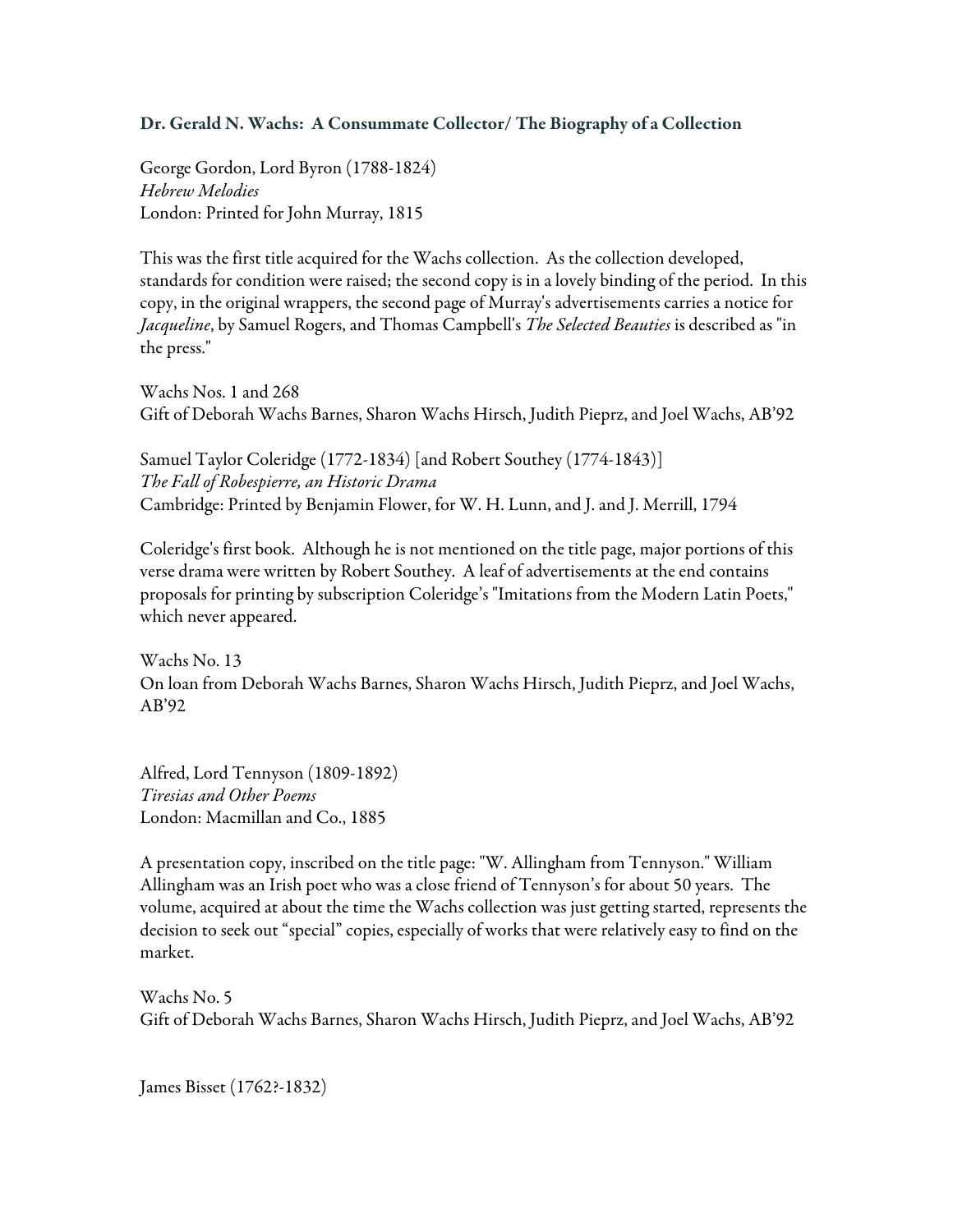**Dr. Gerald N. Wachs: A Consummate Collector/ The Biography of a Collection**

George Gordon, Lord Byron (1788-1824)
*Hebrew Melodies*
London: Printed for John Murray, 1815

This was the first title acquired for the Wachs collection. As the collection developed, standards for condition were raised; the second copy is in a lovely binding of the period. In this copy, in the original wrappers, the second page of Murray's advertisements carries a notice for *Jacqueline*, by Samuel Rogers, and Thomas Campbell's *The Selected Beauties* is described as "in the press."

Wachs Nos. 1 and 268
Gift of Deborah Wachs Barnes, Sharon Wachs Hirsch, Judith Pieprz, and Joel Wachs, AB'92

Samuel Taylor Coleridge (1772-1834) [and Robert Southey (1774-1843)]
*The Fall of Robespierre, an Historic Drama*
Cambridge: Printed by Benjamin Flower, for W. H. Lunn, and J. and J. Merrill, 1794

Coleridge's first book. Although he is not mentioned on the title page, major portions of this verse drama were written by Robert Southey. A leaf of advertisements at the end contains proposals for printing by subscription Coleridge's "Imitations from the Modern Latin Poets," which never appeared.

Wachs No. 13
On loan from Deborah Wachs Barnes, Sharon Wachs Hirsch, Judith Pieprz, and Joel Wachs, AB'92

Alfred, Lord Tennyson (1809-1892)
*Tiresias and Other Poems*
London: Macmillan and Co., 1885

A presentation copy, inscribed on the title page: "W. Allingham from Tennyson." William Allingham was an Irish poet who was a close friend of Tennyson's for about 50 years. The volume, acquired at about the time the Wachs collection was just getting started, represents the decision to seek out "special" copies, especially of works that were relatively easy to find on the market.

Wachs No. 5
Gift of Deborah Wachs Barnes, Sharon Wachs Hirsch, Judith Pieprz, and Joel Wachs, AB'92

James Bisset (1762?-1832)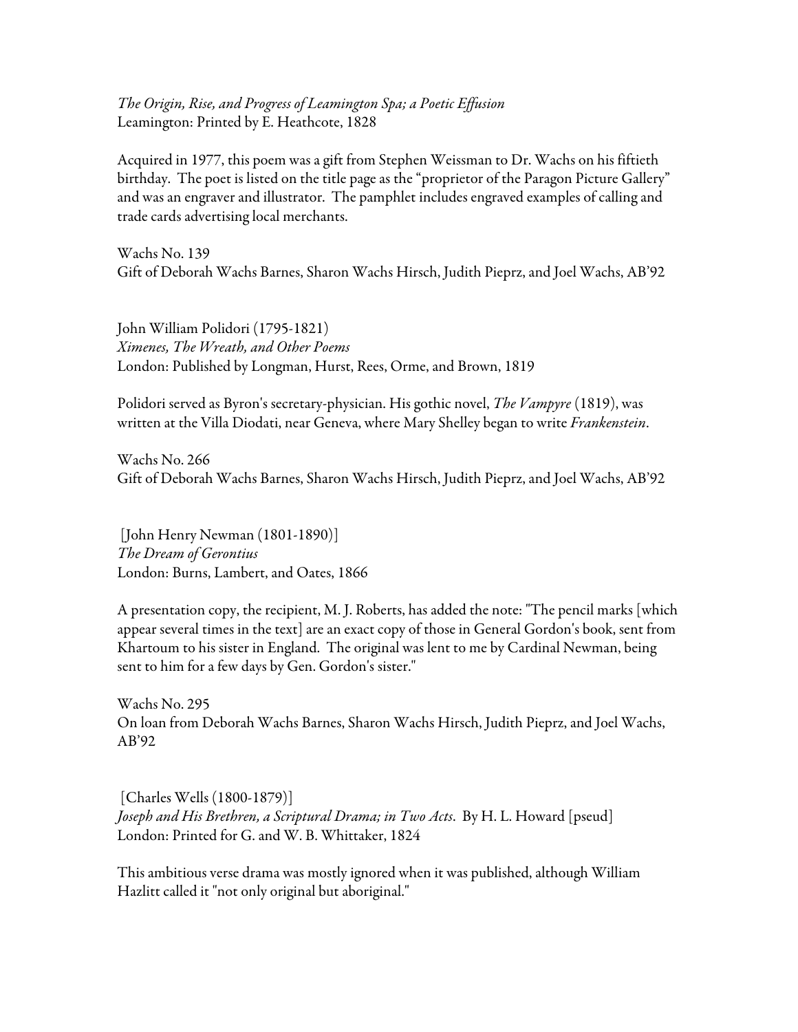*The Origin, Rise, and Progress of Leamington Spa; a Poetic Effusion*
Leamington: Printed by E. Heathcote, 1828

Acquired in 1977, this poem was a gift from Stephen Weissman to Dr. Wachs on his fiftieth birthday. The poet is listed on the title page as the "proprietor of the Paragon Picture Gallery" and was an engraver and illustrator. The pamphlet includes engraved examples of calling and trade cards advertising local merchants.

Wachs No. 139
Gift of Deborah Wachs Barnes, Sharon Wachs Hirsch, Judith Pieprz, and Joel Wachs, AB'92

John William Polidori (1795-1821)
*Ximenes, The Wreath, and Other Poems*
London: Published by Longman, Hurst, Rees, Orme, and Brown, 1819

Polidori served as Byron's secretary-physician. His gothic novel, *The Vampyre* (1819), was written at the Villa Diodati, near Geneva, where Mary Shelley began to write *Frankenstein*.

Wachs No. 266
Gift of Deborah Wachs Barnes, Sharon Wachs Hirsch, Judith Pieprz, and Joel Wachs, AB'92

[John Henry Newman (1801-1890)]
*The Dream of Gerontius*
London: Burns, Lambert, and Oates, 1866

A presentation copy, the recipient, M. J. Roberts, has added the note: "The pencil marks [which appear several times in the text] are an exact copy of those in General Gordon's book, sent from Khartoum to his sister in England. The original was lent to me by Cardinal Newman, being sent to him for a few days by Gen. Gordon's sister."

Wachs No. 295
On loan from Deborah Wachs Barnes, Sharon Wachs Hirsch, Judith Pieprz, and Joel Wachs, AB'92

[Charles Wells (1800-1879)]
*Joseph and His Brethren, a Scriptural Drama; in Two Acts*. By H. L. Howard [pseud]
London: Printed for G. and W. B. Whittaker, 1824

This ambitious verse drama was mostly ignored when it was published, although William Hazlitt called it "not only original but aboriginal."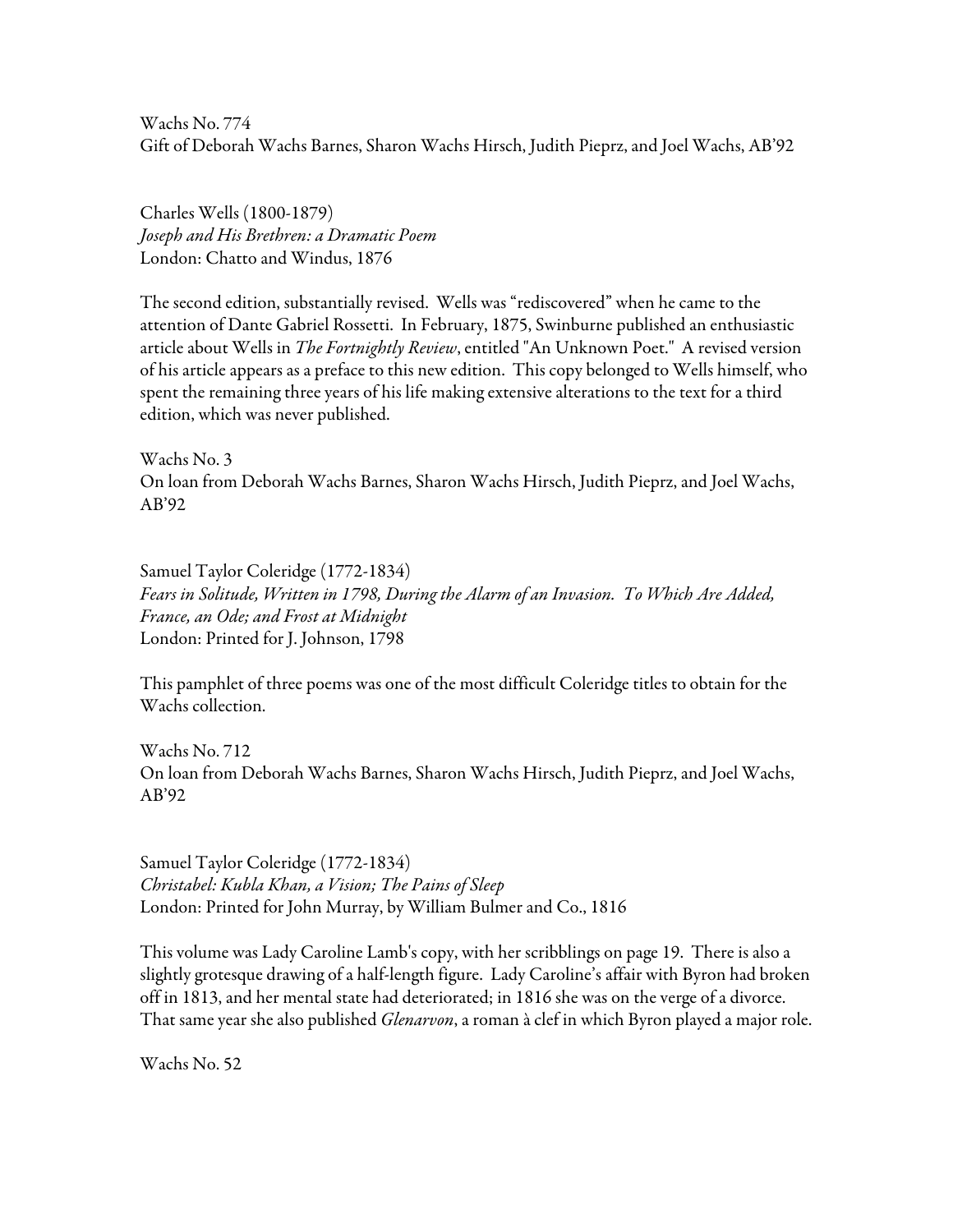Wachs No. 774
Gift of Deborah Wachs Barnes, Sharon Wachs Hirsch, Judith Pieprz, and Joel Wachs, AB'92

Charles Wells (1800-1879)
*Joseph and His Brethren: a Dramatic Poem*
London: Chatto and Windus, 1876

The second edition, substantially revised. Wells was "rediscovered" when he came to the attention of Dante Gabriel Rossetti. In February, 1875, Swinburne published an enthusiastic article about Wells in *The Fortnightly Review*, entitled "An Unknown Poet." A revised version of his article appears as a preface to this new edition. This copy belonged to Wells himself, who spent the remaining three years of his life making extensive alterations to the text for a third edition, which was never published.

Wachs No. 3
On loan from Deborah Wachs Barnes, Sharon Wachs Hirsch, Judith Pieprz, and Joel Wachs, AB'92

Samuel Taylor Coleridge (1772-1834)
*Fears in Solitude, Written in 1798, During the Alarm of an Invasion. To Which Are Added, France, an Ode; and Frost at Midnight*
London: Printed for J. Johnson, 1798

This pamphlet of three poems was one of the most difficult Coleridge titles to obtain for the Wachs collection.

Wachs No. 712
On loan from Deborah Wachs Barnes, Sharon Wachs Hirsch, Judith Pieprz, and Joel Wachs, AB'92

Samuel Taylor Coleridge (1772-1834)
*Christabel: Kubla Khan, a Vision; The Pains of Sleep*
London: Printed for John Murray, by William Bulmer and Co., 1816

This volume was Lady Caroline Lamb's copy, with her scribblings on page 19. There is also a slightly grotesque drawing of a half-length figure. Lady Caroline's affair with Byron had broken off in 1813, and her mental state had deteriorated; in 1816 she was on the verge of a divorce. That same year she also published *Glenarvon*, a roman à clef in which Byron played a major role.

Wachs No. 52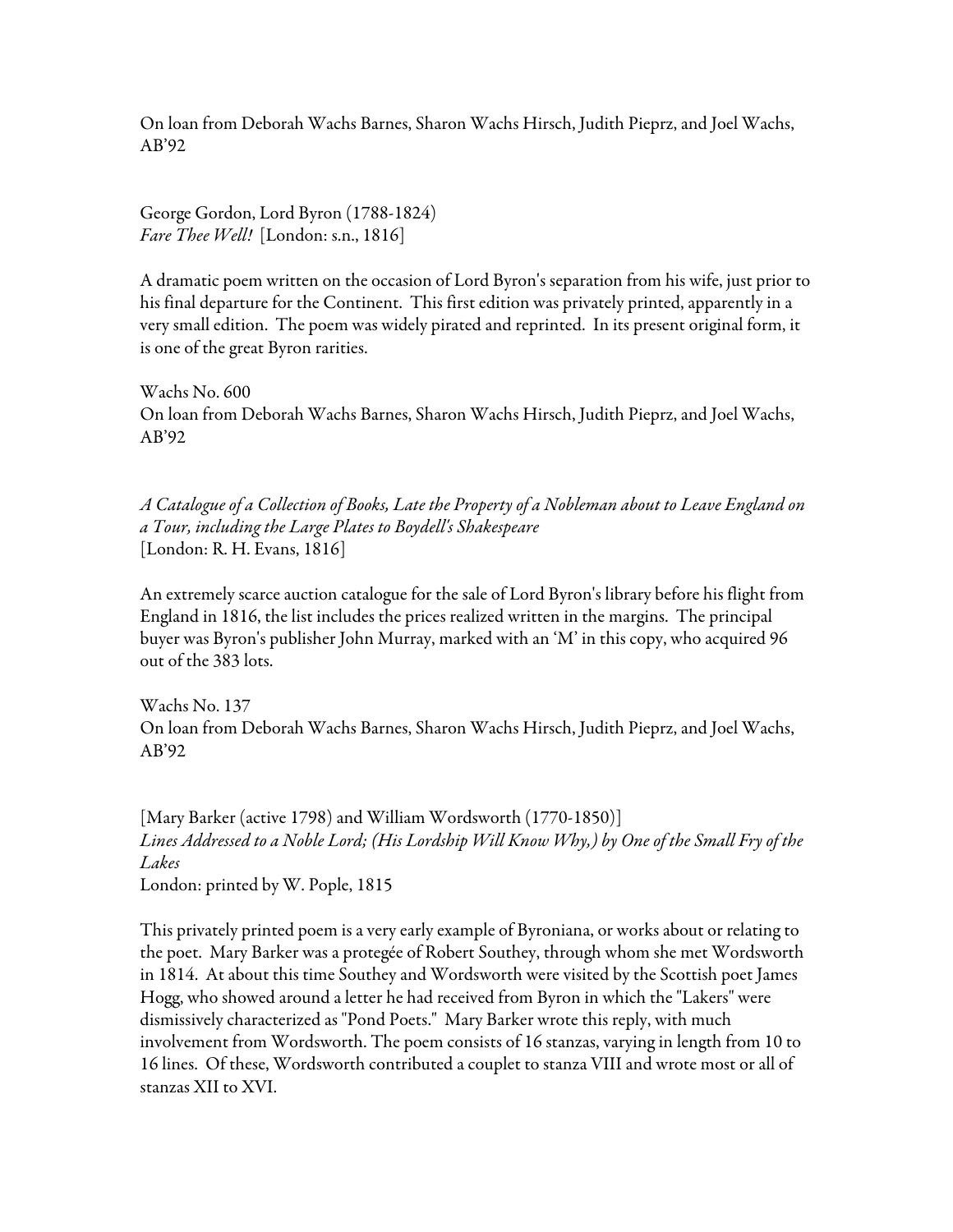On loan from Deborah Wachs Barnes, Sharon Wachs Hirsch, Judith Pieprz, and Joel Wachs, AB'92

George Gordon, Lord Byron (1788-1824)
*Fare Thee Well!* [London: s.n., 1816]

A dramatic poem written on the occasion of Lord Byron's separation from his wife, just prior to his final departure for the Continent. This first edition was privately printed, apparently in a very small edition. The poem was widely pirated and reprinted. In its present original form, it is one of the great Byron rarities.

Wachs No. 600
On loan from Deborah Wachs Barnes, Sharon Wachs Hirsch, Judith Pieprz, and Joel Wachs, AB'92

*A Catalogue of a Collection of Books, Late the Property of a Nobleman about to Leave England on a Tour, including the Large Plates to Boydell's Shakespeare*
[London: R. H. Evans, 1816]

An extremely scarce auction catalogue for the sale of Lord Byron's library before his flight from England in 1816, the list includes the prices realized written in the margins. The principal buyer was Byron's publisher John Murray, marked with an 'M' in this copy, who acquired 96 out of the 383 lots.

Wachs No. 137
On loan from Deborah Wachs Barnes, Sharon Wachs Hirsch, Judith Pieprz, and Joel Wachs, AB'92

[Mary Barker (active 1798) and William Wordsworth (1770-1850)]
*Lines Addressed to a Noble Lord; (His Lordship Will Know Why,) by One of the Small Fry of the Lakes*
London: printed by W. Pople, 1815

This privately printed poem is a very early example of Byroniana, or works about or relating to the poet. Mary Barker was a protegée of Robert Southey, through whom she met Wordsworth in 1814. At about this time Southey and Wordsworth were visited by the Scottish poet James Hogg, who showed around a letter he had received from Byron in which the "Lakers" were dismissively characterized as "Pond Poets." Mary Barker wrote this reply, with much involvement from Wordsworth. The poem consists of 16 stanzas, varying in length from 10 to 16 lines. Of these, Wordsworth contributed a couplet to stanza VIII and wrote most or all of stanzas XII to XVI.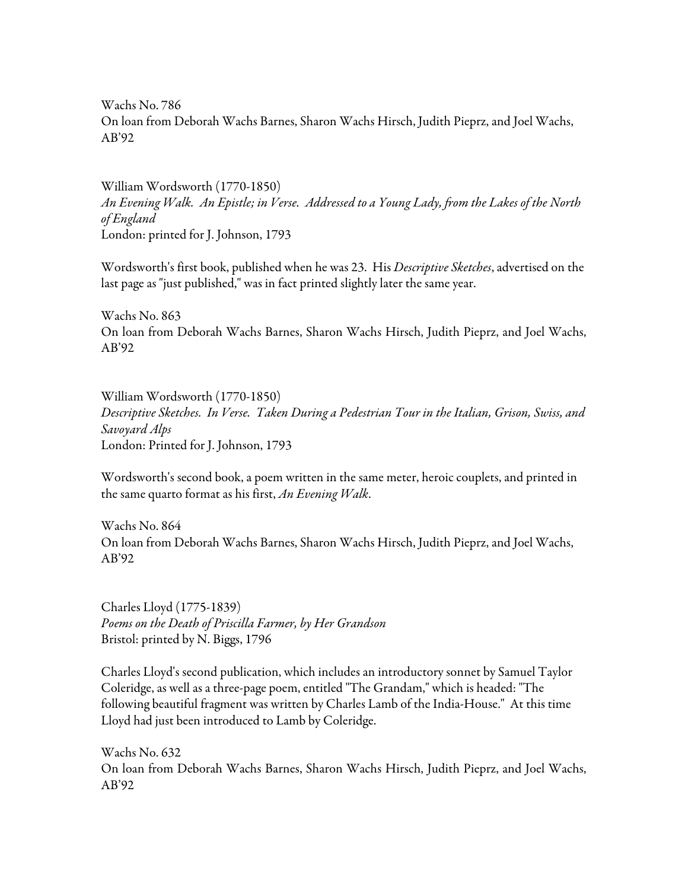Wachs No. 786
On loan from Deborah Wachs Barnes, Sharon Wachs Hirsch, Judith Pieprz, and Joel Wachs, AB'92

William Wordsworth (1770-1850)
*An Evening Walk. An Epistle; in Verse. Addressed to a Young Lady, from the Lakes of the North of England*
London: printed for J. Johnson, 1793

Wordsworth's first book, published when he was 23. His *Descriptive Sketches*, advertised on the last page as "just published," was in fact printed slightly later the same year.

Wachs No. 863
On loan from Deborah Wachs Barnes, Sharon Wachs Hirsch, Judith Pieprz, and Joel Wachs, AB'92

William Wordsworth (1770-1850)
*Descriptive Sketches. In Verse. Taken During a Pedestrian Tour in the Italian, Grison, Swiss, and Savoyard Alps*
London: Printed for J. Johnson, 1793

Wordsworth's second book, a poem written in the same meter, heroic couplets, and printed in the same quarto format as his first, *An Evening Walk*.

Wachs No. 864
On loan from Deborah Wachs Barnes, Sharon Wachs Hirsch, Judith Pieprz, and Joel Wachs, AB'92

Charles Lloyd (1775-1839)
*Poems on the Death of Priscilla Farmer, by Her Grandson*
Bristol: printed by N. Biggs, 1796

Charles Lloyd's second publication, which includes an introductory sonnet by Samuel Taylor Coleridge, as well as a three-page poem, entitled "The Grandam," which is headed: "The following beautiful fragment was written by Charles Lamb of the India-House." At this time Lloyd had just been introduced to Lamb by Coleridge.

Wachs No. 632
On loan from Deborah Wachs Barnes, Sharon Wachs Hirsch, Judith Pieprz, and Joel Wachs, AB'92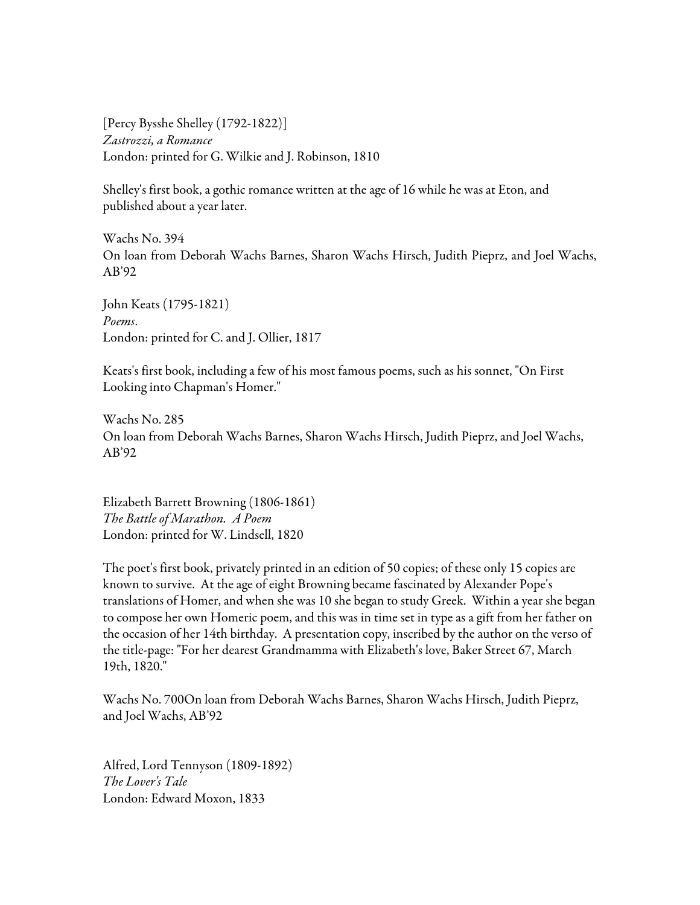[Percy Bysshe Shelley (1792-1822)]
*Zastrozzi, a Romance*
London: printed for G. Wilkie and J. Robinson, 1810

Shelley's first book, a gothic romance written at the age of 16 while he was at Eton, and published about a year later.

Wachs No. 394
On loan from Deborah Wachs Barnes, Sharon Wachs Hirsch, Judith Pieprz, and Joel Wachs, AB'92

John Keats (1795-1821)
*Poems*.
London: printed for C. and J. Ollier, 1817

Keats's first book, including a few of his most famous poems, such as his sonnet, "On First Looking into Chapman's Homer."

Wachs No. 285
On loan from Deborah Wachs Barnes, Sharon Wachs Hirsch, Judith Pieprz, and Joel Wachs, AB'92

Elizabeth Barrett Browning (1806-1861)
*The Battle of Marathon. A Poem*
London: printed for W. Lindsell, 1820

The poet's first book, privately printed in an edition of 50 copies; of these only 15 copies are known to survive. At the age of eight Browning became fascinated by Alexander Pope's translations of Homer, and when she was 10 she began to study Greek. Within a year she began to compose her own Homeric poem, and this was in time set in type as a gift from her father on the occasion of her 14th birthday. A presentation copy, inscribed by the author on the verso of the title-page: "For her dearest Grandmamma with Elizabeth's love, Baker Street 67, March 19th, 1820."

Wachs No. 700On loan from Deborah Wachs Barnes, Sharon Wachs Hirsch, Judith Pieprz, and Joel Wachs, AB'92

Alfred, Lord Tennyson (1809-1892)
*The Lover's Tale*
London: Edward Moxon, 1833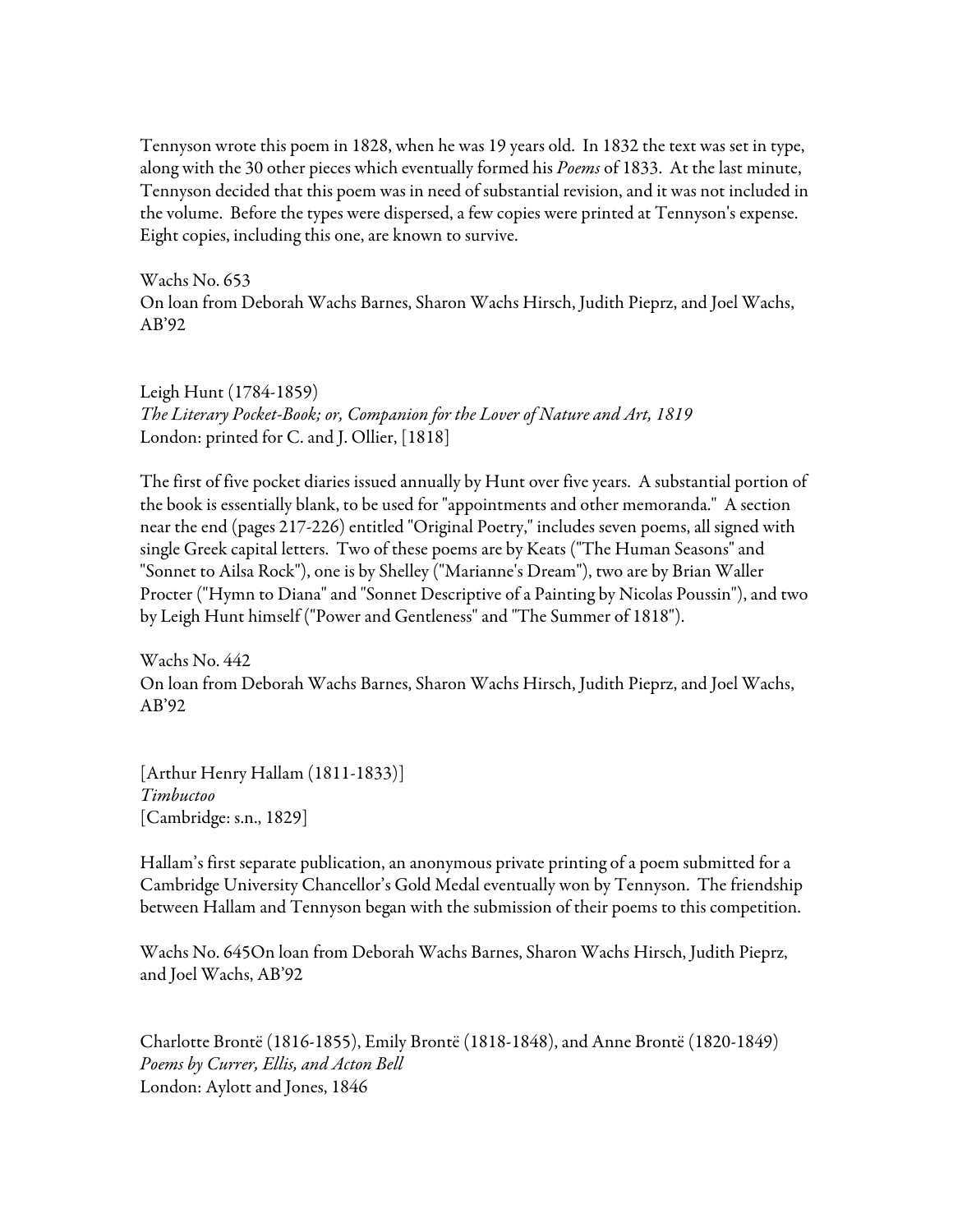Tennyson wrote this poem in 1828, when he was 19 years old. In 1832 the text was set in type, along with the 30 other pieces which eventually formed his *Poems* of 1833. At the last minute, Tennyson decided that this poem was in need of substantial revision, and it was not included in the volume. Before the types were dispersed, a few copies were printed at Tennyson's expense. Eight copies, including this one, are known to survive.

Wachs No. 653
On loan from Deborah Wachs Barnes, Sharon Wachs Hirsch, Judith Pieprz, and Joel Wachs, AB'92

Leigh Hunt (1784-1859)
*The Literary Pocket-Book; or, Companion for the Lover of Nature and Art, 1819*
London: printed for C. and J. Ollier, [1818]

The first of five pocket diaries issued annually by Hunt over five years. A substantial portion of the book is essentially blank, to be used for "appointments and other memoranda." A section near the end (pages 217-226) entitled "Original Poetry," includes seven poems, all signed with single Greek capital letters. Two of these poems are by Keats ("The Human Seasons" and "Sonnet to Ailsa Rock"), one is by Shelley ("Marianne's Dream"), two are by Brian Waller Procter ("Hymn to Diana" and "Sonnet Descriptive of a Painting by Nicolas Poussin"), and two by Leigh Hunt himself ("Power and Gentleness" and "The Summer of 1818").

Wachs No. 442
On loan from Deborah Wachs Barnes, Sharon Wachs Hirsch, Judith Pieprz, and Joel Wachs, AB'92

[Arthur Henry Hallam (1811-1833)]
*Timbuctoo*
[Cambridge: s.n., 1829]

Hallam's first separate publication, an anonymous private printing of a poem submitted for a Cambridge University Chancellor's Gold Medal eventually won by Tennyson. The friendship between Hallam and Tennyson began with the submission of their poems to this competition.

Wachs No. 645On loan from Deborah Wachs Barnes, Sharon Wachs Hirsch, Judith Pieprz, and Joel Wachs, AB'92

Charlotte Brontë (1816-1855), Emily Brontë (1818-1848), and Anne Brontë (1820-1849)
*Poems by Currer, Ellis, and Acton Bell*
London: Aylott and Jones, 1846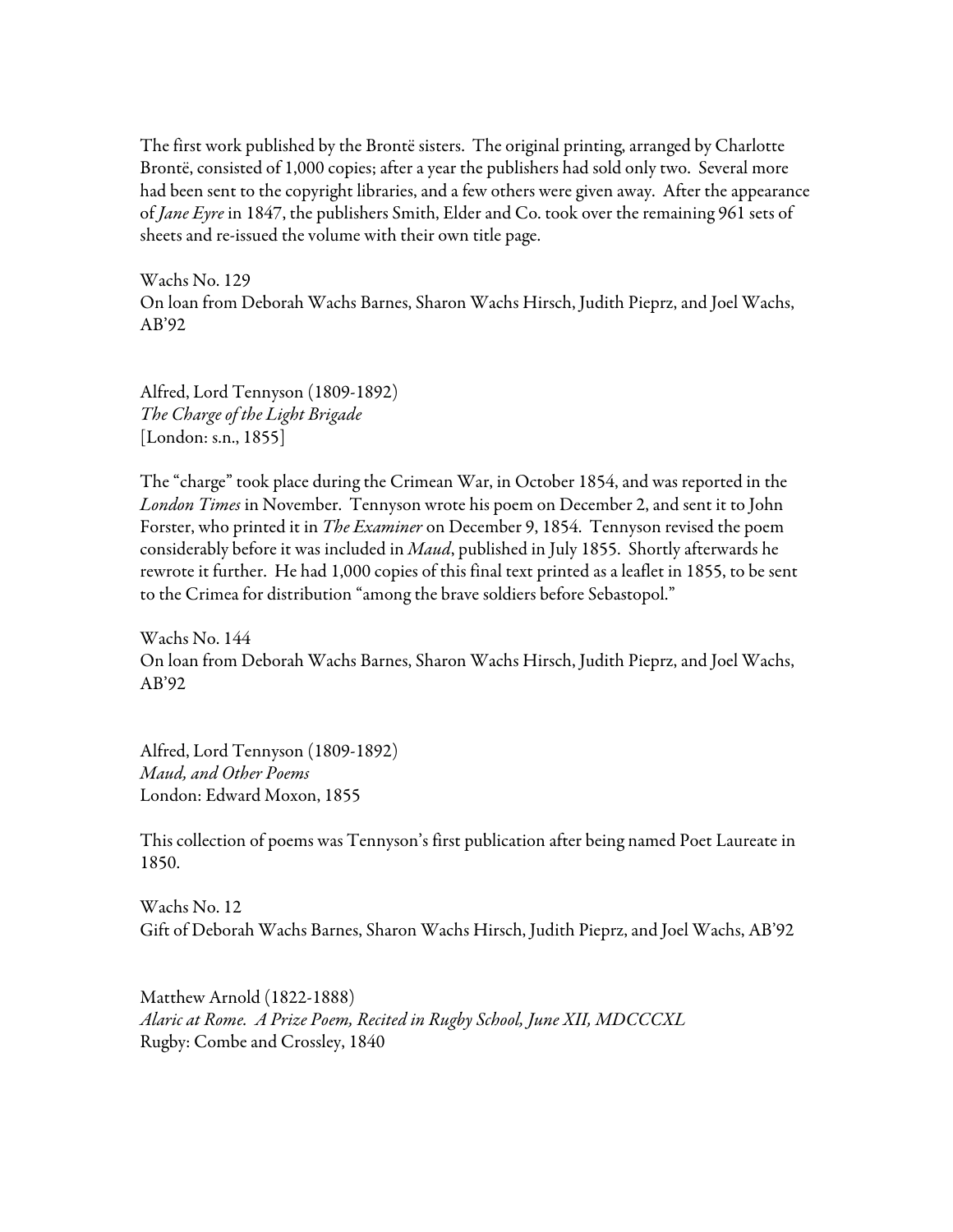The first work published by the Brontë sisters. The original printing, arranged by Charlotte Brontë, consisted of 1,000 copies; after a year the publishers had sold only two. Several more had been sent to the copyright libraries, and a few others were given away. After the appearance of *Jane Eyre* in 1847, the publishers Smith, Elder and Co. took over the remaining 961 sets of sheets and re-issued the volume with their own title page.

Wachs No. 129
On loan from Deborah Wachs Barnes, Sharon Wachs Hirsch, Judith Pieprz, and Joel Wachs, AB'92

Alfred, Lord Tennyson (1809-1892)
*The Charge of the Light Brigade*
[London: s.n., 1855]

The "charge" took place during the Crimean War, in October 1854, and was reported in the *London Times* in November. Tennyson wrote his poem on December 2, and sent it to John Forster, who printed it in *The Examiner* on December 9, 1854. Tennyson revised the poem considerably before it was included in *Maud*, published in July 1855. Shortly afterwards he rewrote it further. He had 1,000 copies of this final text printed as a leaflet in 1855, to be sent to the Crimea for distribution "among the brave soldiers before Sebastopol."

Wachs No. 144
On loan from Deborah Wachs Barnes, Sharon Wachs Hirsch, Judith Pieprz, and Joel Wachs, AB'92

Alfred, Lord Tennyson (1809-1892)
*Maud, and Other Poems*
London: Edward Moxon, 1855

This collection of poems was Tennyson's first publication after being named Poet Laureate in 1850.

Wachs No. 12
Gift of Deborah Wachs Barnes, Sharon Wachs Hirsch, Judith Pieprz, and Joel Wachs, AB'92

Matthew Arnold (1822-1888)
*Alaric at Rome. A Prize Poem, Recited in Rugby School, June XII, MDCCCXL*
Rugby: Combe and Crossley, 1840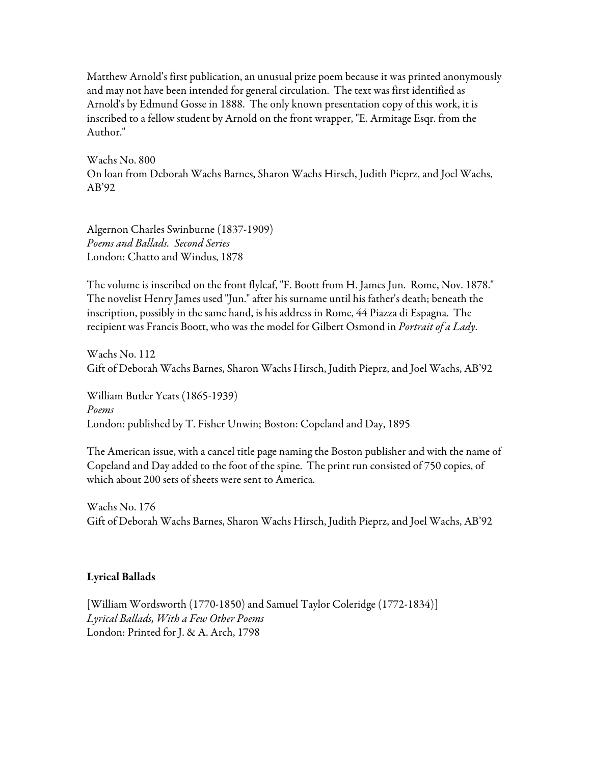Matthew Arnold's first publication, an unusual prize poem because it was printed anonymously and may not have been intended for general circulation. The text was first identified as Arnold's by Edmund Gosse in 1888. The only known presentation copy of this work, it is inscribed to a fellow student by Arnold on the front wrapper, "E. Armitage Esqr. from the Author."

Wachs No. 800
On loan from Deborah Wachs Barnes, Sharon Wachs Hirsch, Judith Pieprz, and Joel Wachs, AB'92

Algernon Charles Swinburne (1837-1909)
*Poems and Ballads. Second Series*
London: Chatto and Windus, 1878

The volume is inscribed on the front flyleaf, "F. Boott from H. James Jun. Rome, Nov. 1878." The novelist Henry James used "Jun." after his surname until his father's death; beneath the inscription, possibly in the same hand, is his address in Rome, 44 Piazza di Espagna. The recipient was Francis Boott, who was the model for Gilbert Osmond in *Portrait of a Lady*.

Wachs No. 112
Gift of Deborah Wachs Barnes, Sharon Wachs Hirsch, Judith Pieprz, and Joel Wachs, AB'92

William Butler Yeats (1865-1939)
*Poems*
London: published by T. Fisher Unwin; Boston: Copeland and Day, 1895

The American issue, with a cancel title page naming the Boston publisher and with the name of Copeland and Day added to the foot of the spine. The print run consisted of 750 copies, of which about 200 sets of sheets were sent to America.

Wachs No. 176
Gift of Deborah Wachs Barnes, Sharon Wachs Hirsch, Judith Pieprz, and Joel Wachs, AB'92

**Lyrical Ballads**

[William Wordsworth (1770-1850) and Samuel Taylor Coleridge (1772-1834)]
*Lyrical Ballads, With a Few Other Poems*
London: Printed for J. & A. Arch, 1798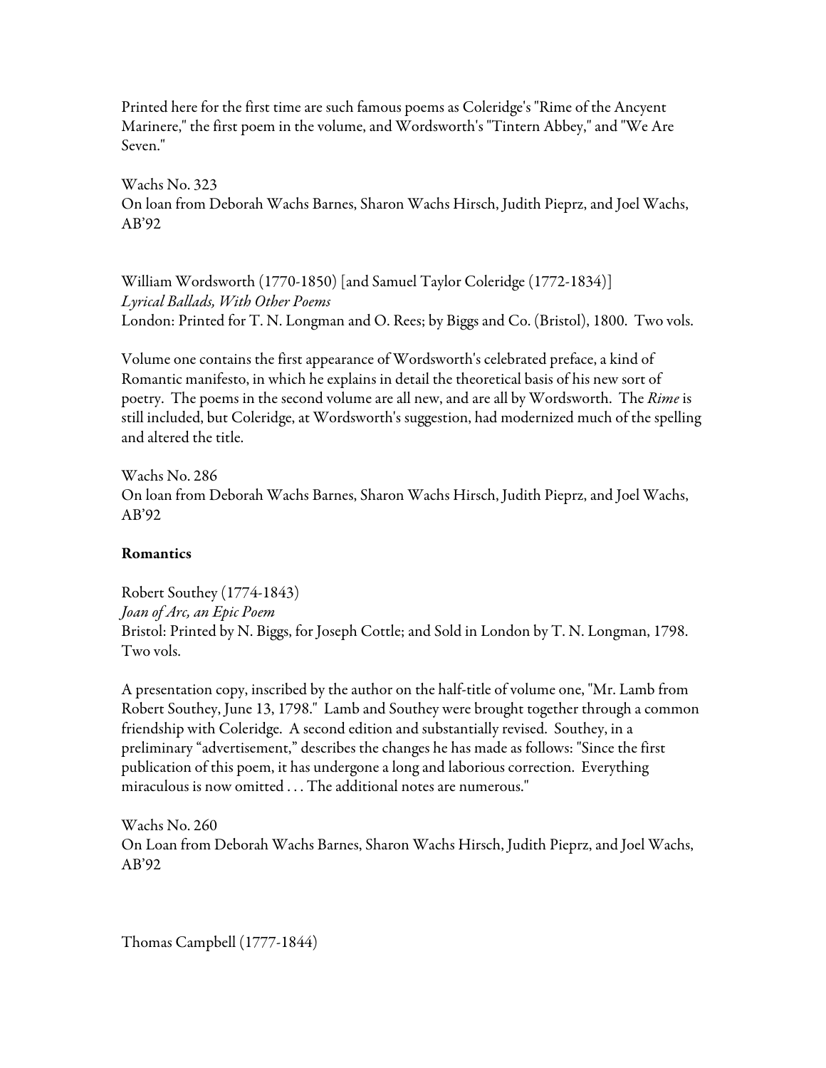Printed here for the first time are such famous poems as Coleridge's "Rime of the Ancyent Marinere," the first poem in the volume, and Wordsworth's "Tintern Abbey," and "We Are Seven."

Wachs No. 323
On loan from Deborah Wachs Barnes, Sharon Wachs Hirsch, Judith Pieprz, and Joel Wachs, AB'92

William Wordsworth (1770-1850) [and Samuel Taylor Coleridge (1772-1834)]
*Lyrical Ballads, With Other Poems*
London: Printed for T. N. Longman and O. Rees; by Biggs and Co. (Bristol), 1800. Two vols.

Volume one contains the first appearance of Wordsworth's celebrated preface, a kind of Romantic manifesto, in which he explains in detail the theoretical basis of his new sort of poetry. The poems in the second volume are all new, and are all by Wordsworth. The *Rime* is still included, but Coleridge, at Wordsworth's suggestion, had modernized much of the spelling and altered the title.

Wachs No. 286
On loan from Deborah Wachs Barnes, Sharon Wachs Hirsch, Judith Pieprz, and Joel Wachs, AB'92

**Romantics**

Robert Southey (1774-1843)
*Joan of Arc, an Epic Poem*
Bristol: Printed by N. Biggs, for Joseph Cottle; and Sold in London by T. N. Longman, 1798. Two vols.

A presentation copy, inscribed by the author on the half-title of volume one, "Mr. Lamb from Robert Southey, June 13, 1798." Lamb and Southey were brought together through a common friendship with Coleridge. A second edition and substantially revised. Southey, in a preliminary "advertisement," describes the changes he has made as follows: "Since the first publication of this poem, it has undergone a long and laborious correction. Everything miraculous is now omitted . . . The additional notes are numerous."

Wachs No. 260
On Loan from Deborah Wachs Barnes, Sharon Wachs Hirsch, Judith Pieprz, and Joel Wachs, AB'92

Thomas Campbell (1777-1844)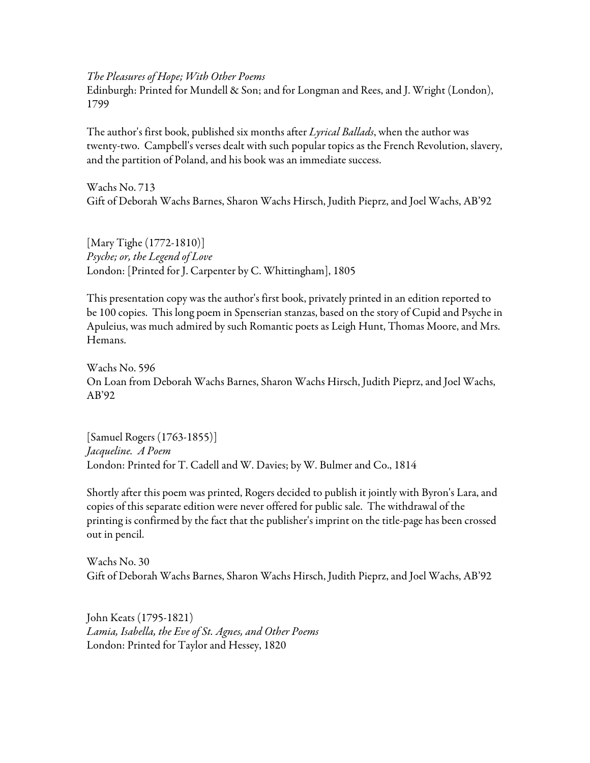*The Pleasures of Hope; With Other Poems*
Edinburgh: Printed for Mundell & Son; and for Longman and Rees, and J. Wright (London), 1799

The author's first book, published six months after *Lyrical Ballads*, when the author was twenty-two. Campbell's verses dealt with such popular topics as the French Revolution, slavery, and the partition of Poland, and his book was an immediate success.

Wachs No. 713
Gift of Deborah Wachs Barnes, Sharon Wachs Hirsch, Judith Pieprz, and Joel Wachs, AB'92

[Mary Tighe (1772-1810)]
*Psyche; or, the Legend of Love*
London: [Printed for J. Carpenter by C. Whittingham], 1805

This presentation copy was the author's first book, privately printed in an edition reported to be 100 copies. This long poem in Spenserian stanzas, based on the story of Cupid and Psyche in Apuleius, was much admired by such Romantic poets as Leigh Hunt, Thomas Moore, and Mrs. Hemans.

Wachs No. 596
On Loan from Deborah Wachs Barnes, Sharon Wachs Hirsch, Judith Pieprz, and Joel Wachs, AB'92

[Samuel Rogers (1763-1855)]
*Jacqueline. A Poem*
London: Printed for T. Cadell and W. Davies; by W. Bulmer and Co., 1814

Shortly after this poem was printed, Rogers decided to publish it jointly with Byron's Lara, and copies of this separate edition were never offered for public sale. The withdrawal of the printing is confirmed by the fact that the publisher's imprint on the title-page has been crossed out in pencil.

Wachs No. 30
Gift of Deborah Wachs Barnes, Sharon Wachs Hirsch, Judith Pieprz, and Joel Wachs, AB'92

John Keats (1795-1821)
*Lamia, Isabella, the Eve of St. Agnes, and Other Poems*
London: Printed for Taylor and Hessey, 1820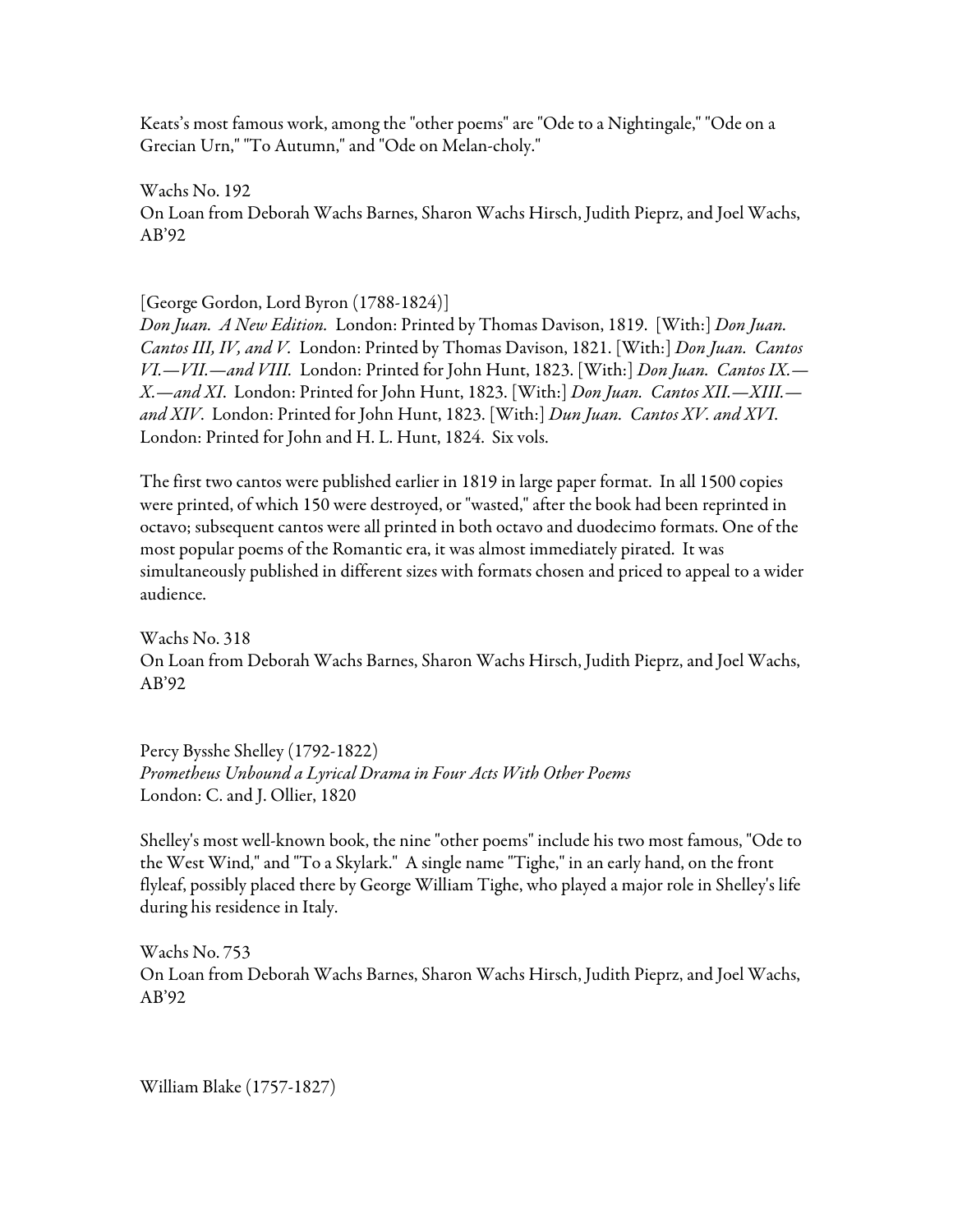Keats's most famous work, among the "other poems" are "Ode to a Nightingale," "Ode on a Grecian Urn," "To Autumn," and "Ode on Melan-choly."

Wachs No. 192
On Loan from Deborah Wachs Barnes, Sharon Wachs Hirsch, Judith Pieprz, and Joel Wachs, AB'92

[George Gordon, Lord Byron (1788-1824)]
*Don Juan. A New Edition.* London: Printed by Thomas Davison, 1819. [With:] *Don Juan. Cantos III, IV, and V.* London: Printed by Thomas Davison, 1821. [With:] *Don Juan. Cantos VI.—VII.—and VIII.* London: Printed for John Hunt, 1823. [With:] *Don Juan. Cantos IX.—X.—and XI.* London: Printed for John Hunt, 1823. [With:] *Don Juan. Cantos XII.—XIII.—and XIV.* London: Printed for John Hunt, 1823. [With:] *Dun Juan. Cantos XV. and XVI.* London: Printed for John and H. L. Hunt, 1824. Six vols.

The first two cantos were published earlier in 1819 in large paper format. In all 1500 copies were printed, of which 150 were destroyed, or "wasted," after the book had been reprinted in octavo; subsequent cantos were all printed in both octavo and duodecimo formats. One of the most popular poems of the Romantic era, it was almost immediately pirated. It was simultaneously published in different sizes with formats chosen and priced to appeal to a wider audience.

Wachs No. 318
On Loan from Deborah Wachs Barnes, Sharon Wachs Hirsch, Judith Pieprz, and Joel Wachs, AB'92

Percy Bysshe Shelley (1792-1822)
*Prometheus Unbound a Lyrical Drama in Four Acts With Other Poems*
London: C. and J. Ollier, 1820

Shelley's most well-known book, the nine "other poems" include his two most famous, "Ode to the West Wind," and "To a Skylark." A single name "Tighe," in an early hand, on the front flyleaf, possibly placed there by George William Tighe, who played a major role in Shelley's life during his residence in Italy.

Wachs No. 753
On Loan from Deborah Wachs Barnes, Sharon Wachs Hirsch, Judith Pieprz, and Joel Wachs, AB'92

William Blake (1757-1827)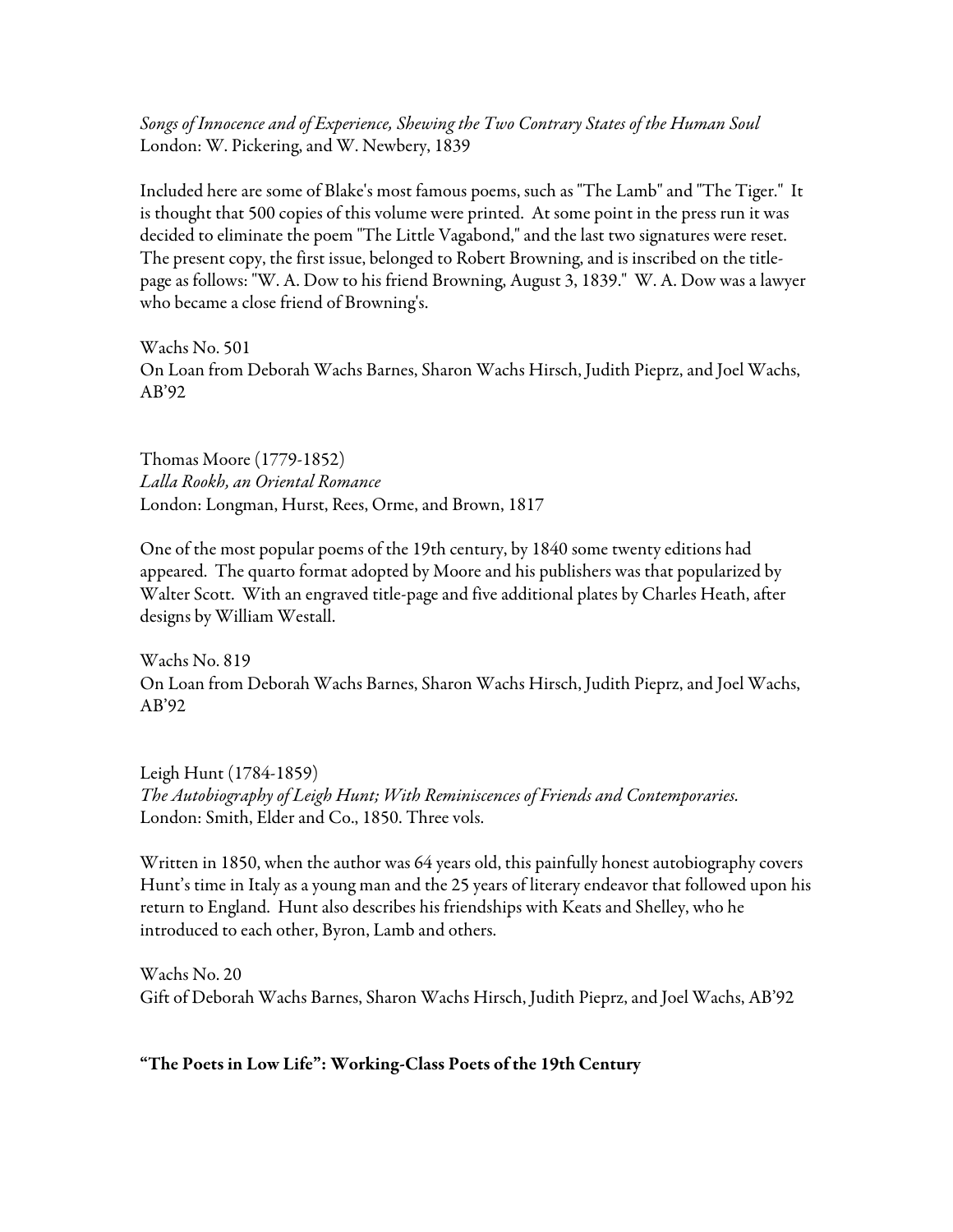*Songs of Innocence and of Experience, Shewing the Two Contrary States of the Human Soul*
London: W. Pickering, and W. Newbery, 1839

Included here are some of Blake's most famous poems, such as "The Lamb" and "The Tiger." It is thought that 500 copies of this volume were printed. At some point in the press run it was decided to eliminate the poem "The Little Vagabond," and the last two signatures were reset. The present copy, the first issue, belonged to Robert Browning, and is inscribed on the title-page as follows: "W. A. Dow to his friend Browning, August 3, 1839." W. A. Dow was a lawyer who became a close friend of Browning's.

Wachs No. 501
On Loan from Deborah Wachs Barnes, Sharon Wachs Hirsch, Judith Pieprz, and Joel Wachs, AB'92

Thomas Moore (1779-1852)
*Lalla Rookh, an Oriental Romance*
London: Longman, Hurst, Rees, Orme, and Brown, 1817

One of the most popular poems of the 19th century, by 1840 some twenty editions had appeared. The quarto format adopted by Moore and his publishers was that popularized by Walter Scott. With an engraved title-page and five additional plates by Charles Heath, after designs by William Westall.

Wachs No. 819
On Loan from Deborah Wachs Barnes, Sharon Wachs Hirsch, Judith Pieprz, and Joel Wachs, AB'92

Leigh Hunt (1784-1859)
*The Autobiography of Leigh Hunt; With Reminiscences of Friends and Contemporaries.*
London: Smith, Elder and Co., 1850. Three vols.

Written in 1850, when the author was 64 years old, this painfully honest autobiography covers Hunt's time in Italy as a young man and the 25 years of literary endeavor that followed upon his return to England. Hunt also describes his friendships with Keats and Shelley, who he introduced to each other, Byron, Lamb and others.

Wachs No. 20
Gift of Deborah Wachs Barnes, Sharon Wachs Hirsch, Judith Pieprz, and Joel Wachs, AB'92

**"The Poets in Low Life": Working-Class Poets of the 19th Century**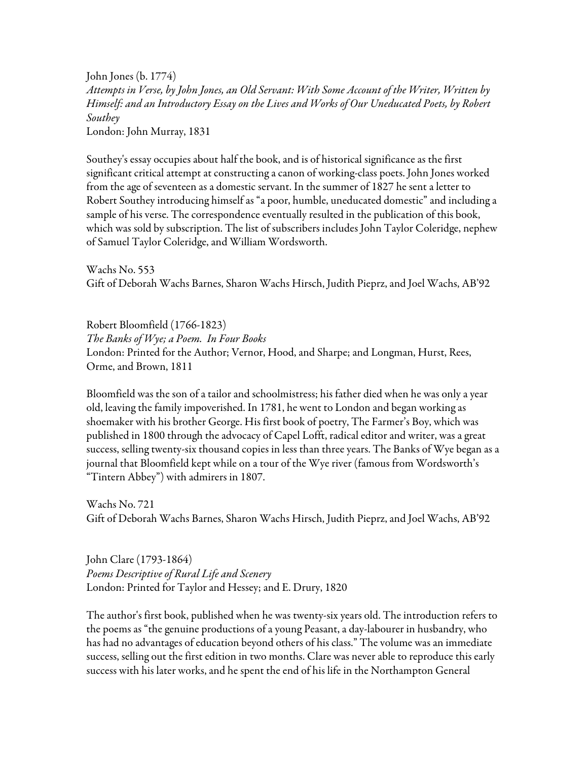John Jones (b. 1774)
*Attempts in Verse, by John Jones, an Old Servant: With Some Account of the Writer, Written by Himself: and an Introductory Essay on the Lives and Works of Our Uneducated Poets, by Robert Southey*
London: John Murray, 1831

Southey's essay occupies about half the book, and is of historical significance as the first significant critical attempt at constructing a canon of working-class poets. John Jones worked from the age of seventeen as a domestic servant. In the summer of 1827 he sent a letter to Robert Southey introducing himself as "a poor, humble, uneducated domestic" and including a sample of his verse. The correspondence eventually resulted in the publication of this book, which was sold by subscription. The list of subscribers includes John Taylor Coleridge, nephew of Samuel Taylor Coleridge, and William Wordsworth.

Wachs No. 553
Gift of Deborah Wachs Barnes, Sharon Wachs Hirsch, Judith Pieprz, and Joel Wachs, AB'92

Robert Bloomfield (1766-1823)
*The Banks of Wye; a Poem. In Four Books*
London: Printed for the Author; Vernor, Hood, and Sharpe; and Longman, Hurst, Rees, Orme, and Brown, 1811

Bloomfield was the son of a tailor and schoolmistress; his father died when he was only a year old, leaving the family impoverished. In 1781, he went to London and began working as shoemaker with his brother George. His first book of poetry, The Farmer's Boy, which was published in 1800 through the advocacy of Capel Lofft, radical editor and writer, was a great success, selling twenty-six thousand copies in less than three years. The Banks of Wye began as a journal that Bloomfield kept while on a tour of the Wye river (famous from Wordsworth's "Tintern Abbey") with admirers in 1807.

Wachs No. 721
Gift of Deborah Wachs Barnes, Sharon Wachs Hirsch, Judith Pieprz, and Joel Wachs, AB'92

John Clare (1793-1864)
*Poems Descriptive of Rural Life and Scenery*
London: Printed for Taylor and Hessey; and E. Drury, 1820

The author's first book, published when he was twenty-six years old. The introduction refers to the poems as "the genuine productions of a young Peasant, a day-labourer in husbandry, who has had no advantages of education beyond others of his class." The volume was an immediate success, selling out the first edition in two months. Clare was never able to reproduce this early success with his later works, and he spent the end of his life in the Northampton General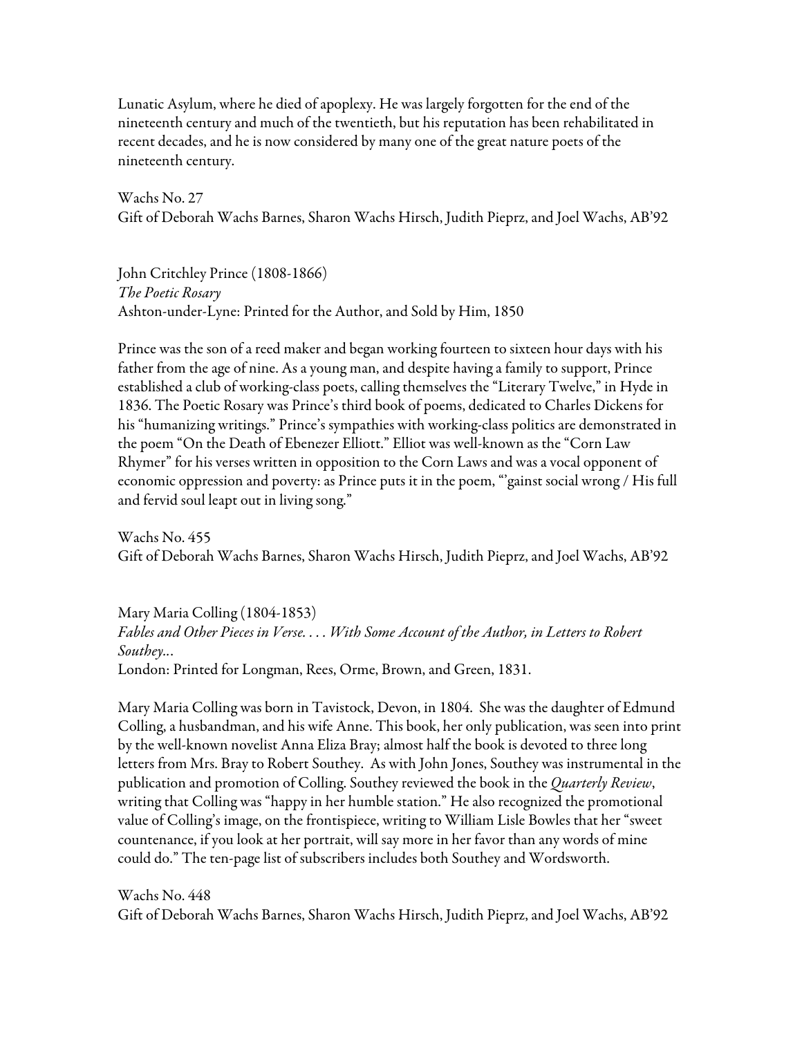Lunatic Asylum, where he died of apoplexy. He was largely forgotten for the end of the nineteenth century and much of the twentieth, but his reputation has been rehabilitated in recent decades, and he is now considered by many one of the great nature poets of the nineteenth century.

Wachs No. 27
Gift of Deborah Wachs Barnes, Sharon Wachs Hirsch, Judith Pieprz, and Joel Wachs, AB'92

John Critchley Prince (1808-1866)
*The Poetic Rosary*
Ashton-under-Lyne: Printed for the Author, and Sold by Him, 1850

Prince was the son of a reed maker and began working fourteen to sixteen hour days with his father from the age of nine. As a young man, and despite having a family to support, Prince established a club of working-class poets, calling themselves the "Literary Twelve," in Hyde in 1836. The Poetic Rosary was Prince's third book of poems, dedicated to Charles Dickens for his "humanizing writings." Prince's sympathies with working-class politics are demonstrated in the poem "On the Death of Ebenezer Elliott." Elliot was well-known as the "Corn Law Rhymer" for his verses written in opposition to the Corn Laws and was a vocal opponent of economic oppression and poverty: as Prince puts it in the poem, "'gainst social wrong / His full and fervid soul leapt out in living song."

Wachs No. 455
Gift of Deborah Wachs Barnes, Sharon Wachs Hirsch, Judith Pieprz, and Joel Wachs, AB'92

Mary Maria Colling (1804-1853)
*Fables and Other Pieces in Verse. . . . With Some Account of the Author, in Letters to Robert Southey...*
London: Printed for Longman, Rees, Orme, Brown, and Green, 1831.

Mary Maria Colling was born in Tavistock, Devon, in 1804. She was the daughter of Edmund Colling, a husbandman, and his wife Anne. This book, her only publication, was seen into print by the well-known novelist Anna Eliza Bray; almost half the book is devoted to three long letters from Mrs. Bray to Robert Southey. As with John Jones, Southey was instrumental in the publication and promotion of Colling. Southey reviewed the book in the *Quarterly Review*, writing that Colling was "happy in her humble station." He also recognized the promotional value of Colling's image, on the frontispiece, writing to William Lisle Bowles that her "sweet countenance, if you look at her portrait, will say more in her favor than any words of mine could do." The ten-page list of subscribers includes both Southey and Wordsworth.

Wachs No. 448
Gift of Deborah Wachs Barnes, Sharon Wachs Hirsch, Judith Pieprz, and Joel Wachs, AB'92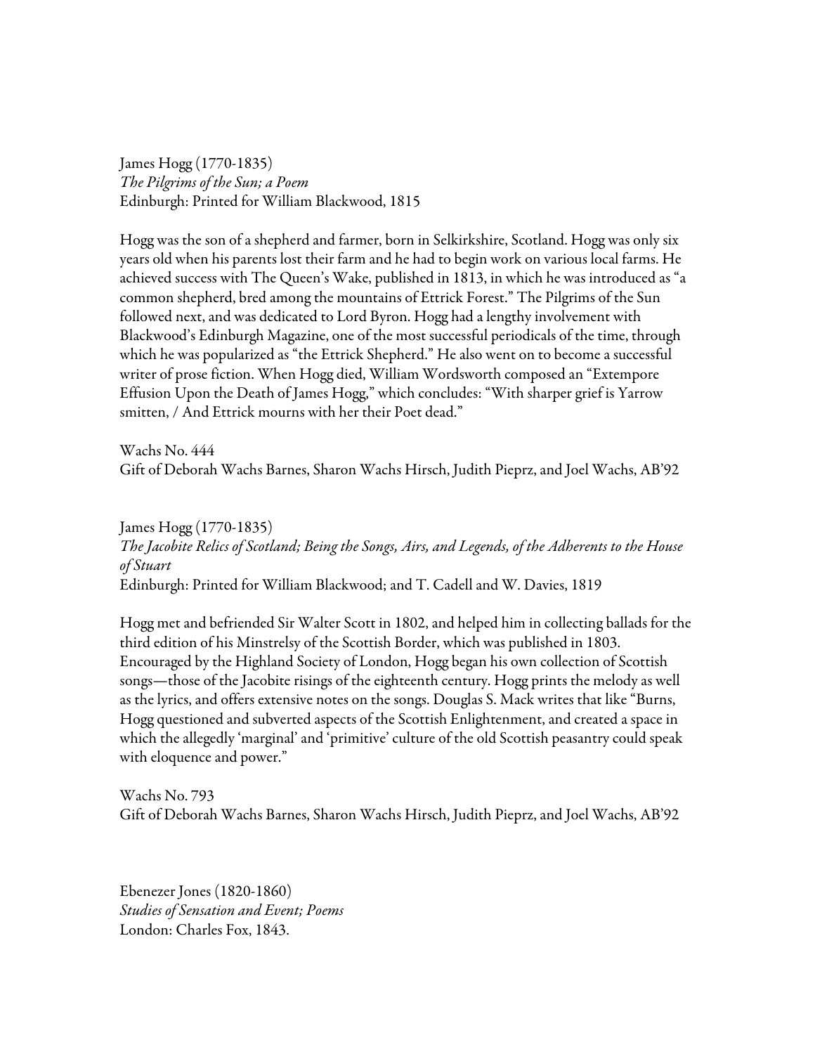James Hogg (1770-1835)
*The Pilgrims of the Sun; a Poem*
Edinburgh: Printed for William Blackwood, 1815

Hogg was the son of a shepherd and farmer, born in Selkirkshire, Scotland. Hogg was only six years old when his parents lost their farm and he had to begin work on various local farms. He achieved success with The Queen's Wake, published in 1813, in which he was introduced as "a common shepherd, bred among the mountains of Ettrick Forest." The Pilgrims of the Sun followed next, and was dedicated to Lord Byron. Hogg had a lengthy involvement with Blackwood's Edinburgh Magazine, one of the most successful periodicals of the time, through which he was popularized as "the Ettrick Shepherd." He also went on to become a successful writer of prose fiction. When Hogg died, William Wordsworth composed an "Extempore Effusion Upon the Death of James Hogg," which concludes: "With sharper grief is Yarrow smitten, / And Ettrick mourns with her their Poet dead."

Wachs No. 444
Gift of Deborah Wachs Barnes, Sharon Wachs Hirsch, Judith Pieprz, and Joel Wachs, AB'92

James Hogg (1770-1835)
*The Jacobite Relics of Scotland; Being the Songs, Airs, and Legends, of the Adherents to the House of Stuart*
Edinburgh: Printed for William Blackwood; and T. Cadell and W. Davies, 1819

Hogg met and befriended Sir Walter Scott in 1802, and helped him in collecting ballads for the third edition of his Minstrelsy of the Scottish Border, which was published in 1803. Encouraged by the Highland Society of London, Hogg began his own collection of Scottish songs—those of the Jacobite risings of the eighteenth century. Hogg prints the melody as well as the lyrics, and offers extensive notes on the songs. Douglas S. Mack writes that like "Burns, Hogg questioned and subverted aspects of the Scottish Enlightenment, and created a space in which the allegedly 'marginal' and 'primitive' culture of the old Scottish peasantry could speak with eloquence and power."

Wachs No. 793
Gift of Deborah Wachs Barnes, Sharon Wachs Hirsch, Judith Pieprz, and Joel Wachs, AB'92

Ebenezer Jones (1820-1860)
*Studies of Sensation and Event; Poems*
London: Charles Fox, 1843.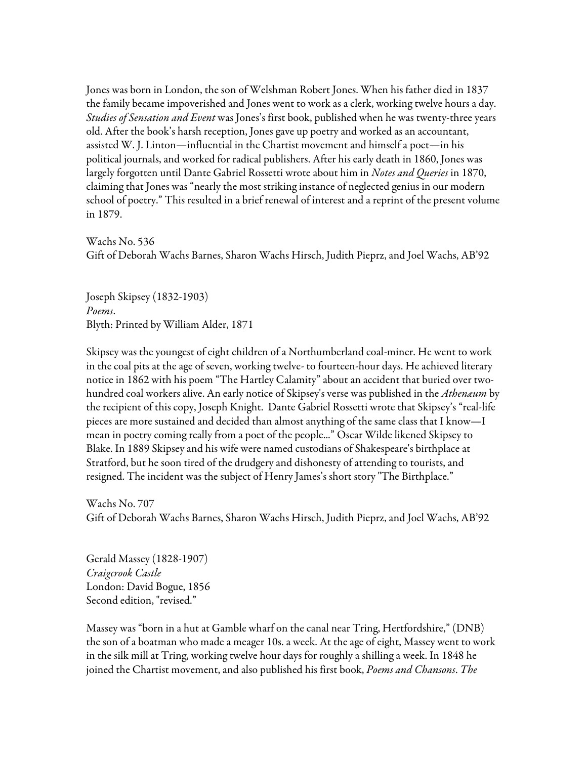Jones was born in London, the son of Welshman Robert Jones. When his father died in 1837 the family became impoverished and Jones went to work as a clerk, working twelve hours a day. *Studies of Sensation and Event* was Jones's first book, published when he was twenty-three years old. After the book's harsh reception, Jones gave up poetry and worked as an accountant, assisted W. J. Linton—influential in the Chartist movement and himself a poet—in his political journals, and worked for radical publishers. After his early death in 1860, Jones was largely forgotten until Dante Gabriel Rossetti wrote about him in *Notes and Queries* in 1870, claiming that Jones was "nearly the most striking instance of neglected genius in our modern school of poetry." This resulted in a brief renewal of interest and a reprint of the present volume in 1879.

Wachs No. 536
Gift of Deborah Wachs Barnes, Sharon Wachs Hirsch, Judith Pieprz, and Joel Wachs, AB'92

Joseph Skipsey (1832-1903)
*Poems*.
Blyth: Printed by William Alder, 1871

Skipsey was the youngest of eight children of a Northumberland coal-miner. He went to work in the coal pits at the age of seven, working twelve- to fourteen-hour days. He achieved literary notice in 1862 with his poem "The Hartley Calamity" about an accident that buried over two-hundred coal workers alive. An early notice of Skipsey's verse was published in the *Athenæum* by the recipient of this copy, Joseph Knight. Dante Gabriel Rossetti wrote that Skipsey's "real-life pieces are more sustained and decided than almost anything of the same class that I know—I mean in poetry coming really from a poet of the people..." Oscar Wilde likened Skipsey to Blake. In 1889 Skipsey and his wife were named custodians of Shakespeare's birthplace at Stratford, but he soon tired of the drudgery and dishonesty of attending to tourists, and resigned. The incident was the subject of Henry James's short story "The Birthplace."

Wachs No. 707
Gift of Deborah Wachs Barnes, Sharon Wachs Hirsch, Judith Pieprz, and Joel Wachs, AB'92

Gerald Massey (1828-1907)
*Craigcrook Castle*
London: David Bogue, 1856
Second edition, "revised."

Massey was "born in a hut at Gamble wharf on the canal near Tring, Hertfordshire," (DNB) the son of a boatman who made a meager 10s. a week. At the age of eight, Massey went to work in the silk mill at Tring, working twelve hour days for roughly a shilling a week. In 1848 he joined the Chartist movement, and also published his first book, *Poems and Chansons*. *The*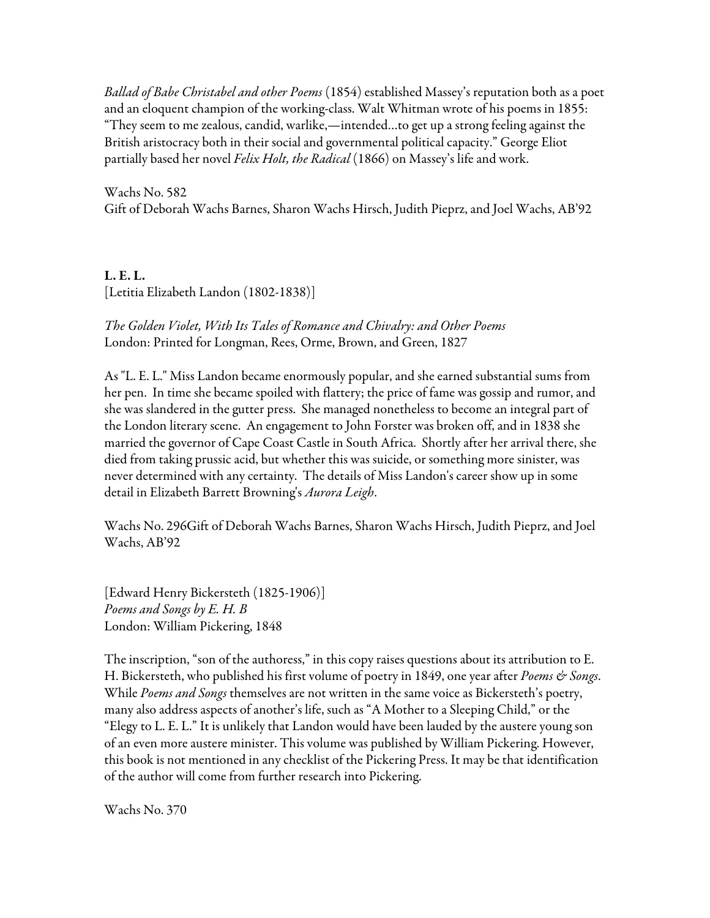*Ballad of Babe Christabel and other Poems* (1854) established Massey's reputation both as a poet and an eloquent champion of the working-class. Walt Whitman wrote of his poems in 1855: "They seem to me zealous, candid, warlike,—intended…to get up a strong feeling against the British aristocracy both in their social and governmental political capacity." George Eliot partially based her novel *Felix Holt, the Radical* (1866) on Massey's life and work.

Wachs No. 582
Gift of Deborah Wachs Barnes, Sharon Wachs Hirsch, Judith Pieprz, and Joel Wachs, AB'92

**L. E. L.**
[Letitia Elizabeth Landon (1802-1838)]

*The Golden Violet, With Its Tales of Romance and Chivalry: and Other Poems*
London: Printed for Longman, Rees, Orme, Brown, and Green, 1827

As "L. E. L." Miss Landon became enormously popular, and she earned substantial sums from her pen. In time she became spoiled with flattery; the price of fame was gossip and rumor, and she was slandered in the gutter press. She managed nonetheless to become an integral part of the London literary scene. An engagement to John Forster was broken off, and in 1838 she married the governor of Cape Coast Castle in South Africa. Shortly after her arrival there, she died from taking prussic acid, but whether this was suicide, or something more sinister, was never determined with any certainty. The details of Miss Landon's career show up in some detail in Elizabeth Barrett Browning's *Aurora Leigh*.

Wachs No. 296Gift of Deborah Wachs Barnes, Sharon Wachs Hirsch, Judith Pieprz, and Joel Wachs, AB'92

[Edward Henry Bickersteth (1825-1906)]
*Poems and Songs by E. H. B*
London: William Pickering, 1848

The inscription, "son of the authoress," in this copy raises questions about its attribution to E. H. Bickersteth, who published his first volume of poetry in 1849, one year after *Poems & Songs*. While *Poems and Songs* themselves are not written in the same voice as Bickersteth's poetry, many also address aspects of another's life, such as "A Mother to a Sleeping Child," or the "Elegy to L. E. L." It is unlikely that Landon would have been lauded by the austere young son of an even more austere minister. This volume was published by William Pickering. However, this book is not mentioned in any checklist of the Pickering Press. It may be that identification of the author will come from further research into Pickering.

Wachs No. 370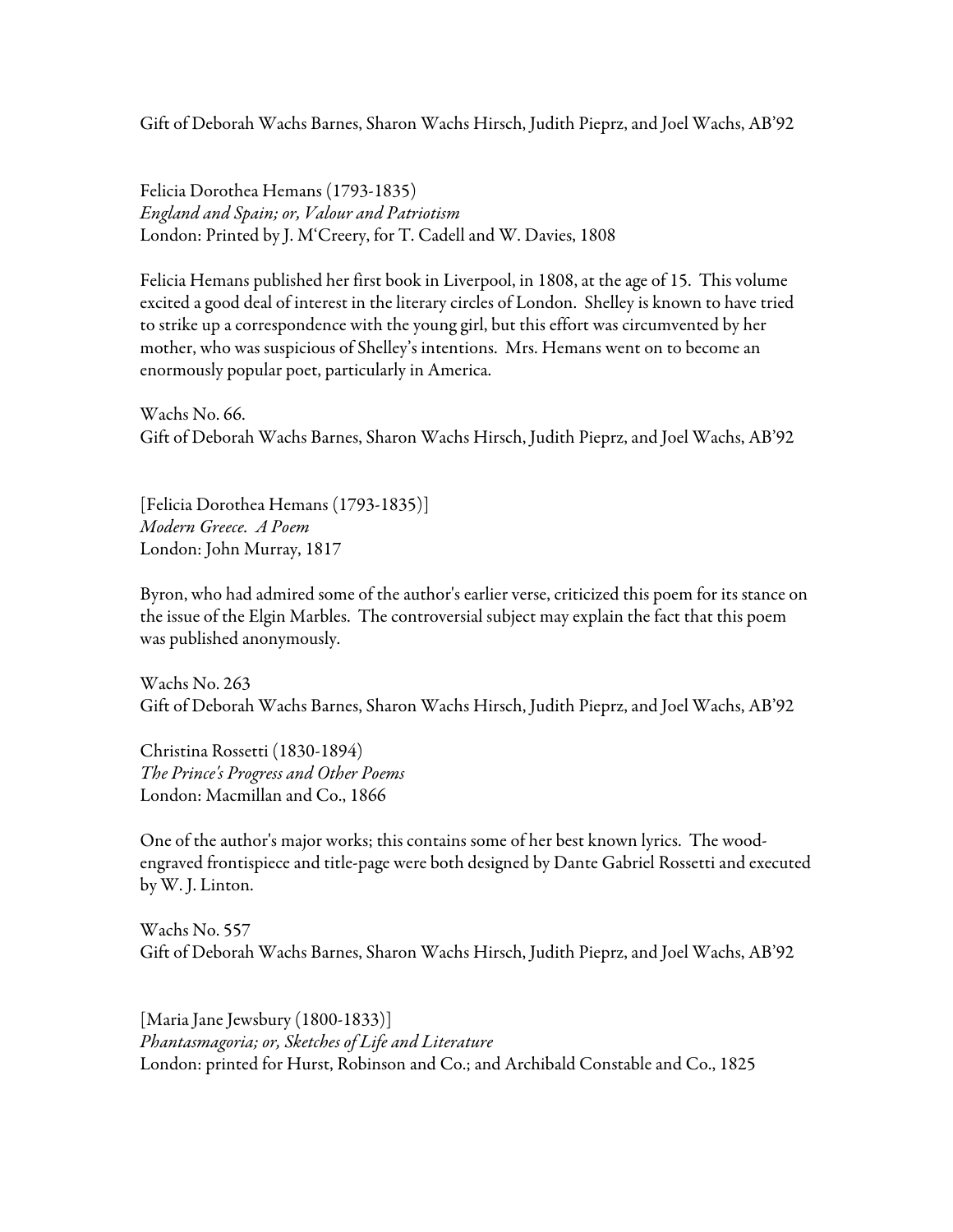Gift of Deborah Wachs Barnes, Sharon Wachs Hirsch, Judith Pieprz, and Joel Wachs, AB'92

Felicia Dorothea Hemans (1793-1835)
*England and Spain; or, Valour and Patriotism*
London: Printed by J. M'Creery, for T. Cadell and W. Davies, 1808

Felicia Hemans published her first book in Liverpool, in 1808, at the age of 15. This volume excited a good deal of interest in the literary circles of London. Shelley is known to have tried to strike up a correspondence with the young girl, but this effort was circumvented by her mother, who was suspicious of Shelley's intentions. Mrs. Hemans went on to become an enormously popular poet, particularly in America.

Wachs No. 66.
Gift of Deborah Wachs Barnes, Sharon Wachs Hirsch, Judith Pieprz, and Joel Wachs, AB'92

[Felicia Dorothea Hemans (1793-1835)]
*Modern Greece. A Poem*
London: John Murray, 1817

Byron, who had admired some of the author's earlier verse, criticized this poem for its stance on the issue of the Elgin Marbles. The controversial subject may explain the fact that this poem was published anonymously.

Wachs No. 263
Gift of Deborah Wachs Barnes, Sharon Wachs Hirsch, Judith Pieprz, and Joel Wachs, AB'92

Christina Rossetti (1830-1894)
*The Prince's Progress and Other Poems*
London: Macmillan and Co., 1866

One of the author's major works; this contains some of her best known lyrics. The wood-engraved frontispiece and title-page were both designed by Dante Gabriel Rossetti and executed by W. J. Linton.

Wachs No. 557
Gift of Deborah Wachs Barnes, Sharon Wachs Hirsch, Judith Pieprz, and Joel Wachs, AB'92

[Maria Jane Jewsbury (1800-1833)]
*Phantasmagoria; or, Sketches of Life and Literature*
London: printed for Hurst, Robinson and Co.; and Archibald Constable and Co., 1825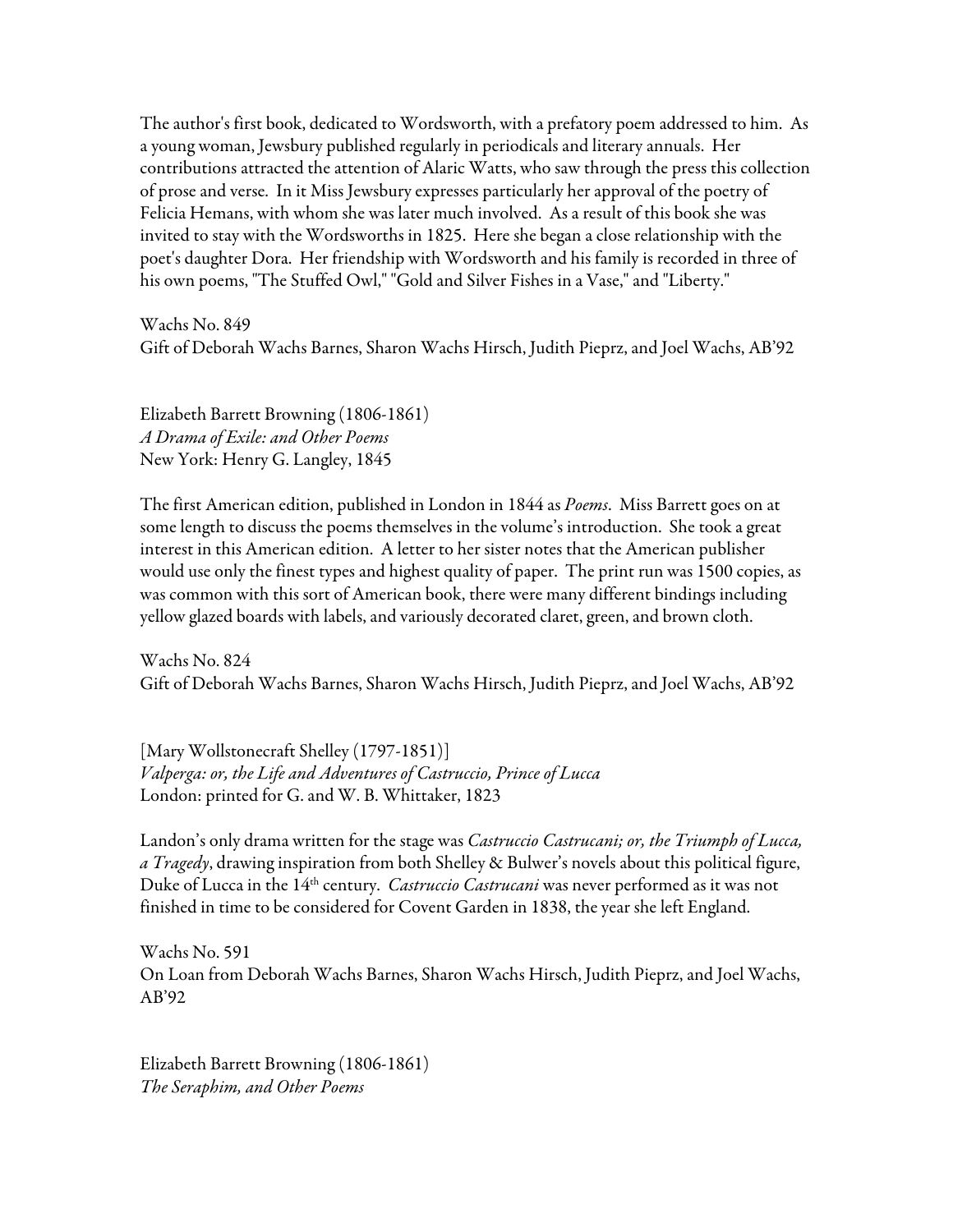The author's first book, dedicated to Wordsworth, with a prefatory poem addressed to him. As a young woman, Jewsbury published regularly in periodicals and literary annuals. Her contributions attracted the attention of Alaric Watts, who saw through the press this collection of prose and verse. In it Miss Jewsbury expresses particularly her approval of the poetry of Felicia Hemans, with whom she was later much involved. As a result of this book she was invited to stay with the Wordsworths in 1825. Here she began a close relationship with the poet's daughter Dora. Her friendship with Wordsworth and his family is recorded in three of his own poems, "The Stuffed Owl," "Gold and Silver Fishes in a Vase," and "Liberty."

Wachs No. 849
Gift of Deborah Wachs Barnes, Sharon Wachs Hirsch, Judith Pieprz, and Joel Wachs, AB'92

Elizabeth Barrett Browning (1806-1861)
*A Drama of Exile: and Other Poems*
New York: Henry G. Langley, 1845

The first American edition, published in London in 1844 as *Poems*. Miss Barrett goes on at some length to discuss the poems themselves in the volume's introduction. She took a great interest in this American edition. A letter to her sister notes that the American publisher would use only the finest types and highest quality of paper. The print run was 1500 copies, as was common with this sort of American book, there were many different bindings including yellow glazed boards with labels, and variously decorated claret, green, and brown cloth.

Wachs No. 824
Gift of Deborah Wachs Barnes, Sharon Wachs Hirsch, Judith Pieprz, and Joel Wachs, AB'92

[Mary Wollstonecraft Shelley (1797-1851)]
*Valperga: or, the Life and Adventures of Castruccio, Prince of Lucca*
London: printed for G. and W. B. Whittaker, 1823

Landon's only drama written for the stage was *Castruccio Castrucani; or, the Triumph of Lucca, a Tragedy*, drawing inspiration from both Shelley & Bulwer's novels about this political figure, Duke of Lucca in the 14th century. *Castruccio Castrucani* was never performed as it was not finished in time to be considered for Covent Garden in 1838, the year she left England.

Wachs No. 591
On Loan from Deborah Wachs Barnes, Sharon Wachs Hirsch, Judith Pieprz, and Joel Wachs, AB'92

Elizabeth Barrett Browning (1806-1861)
*The Seraphim, and Other Poems*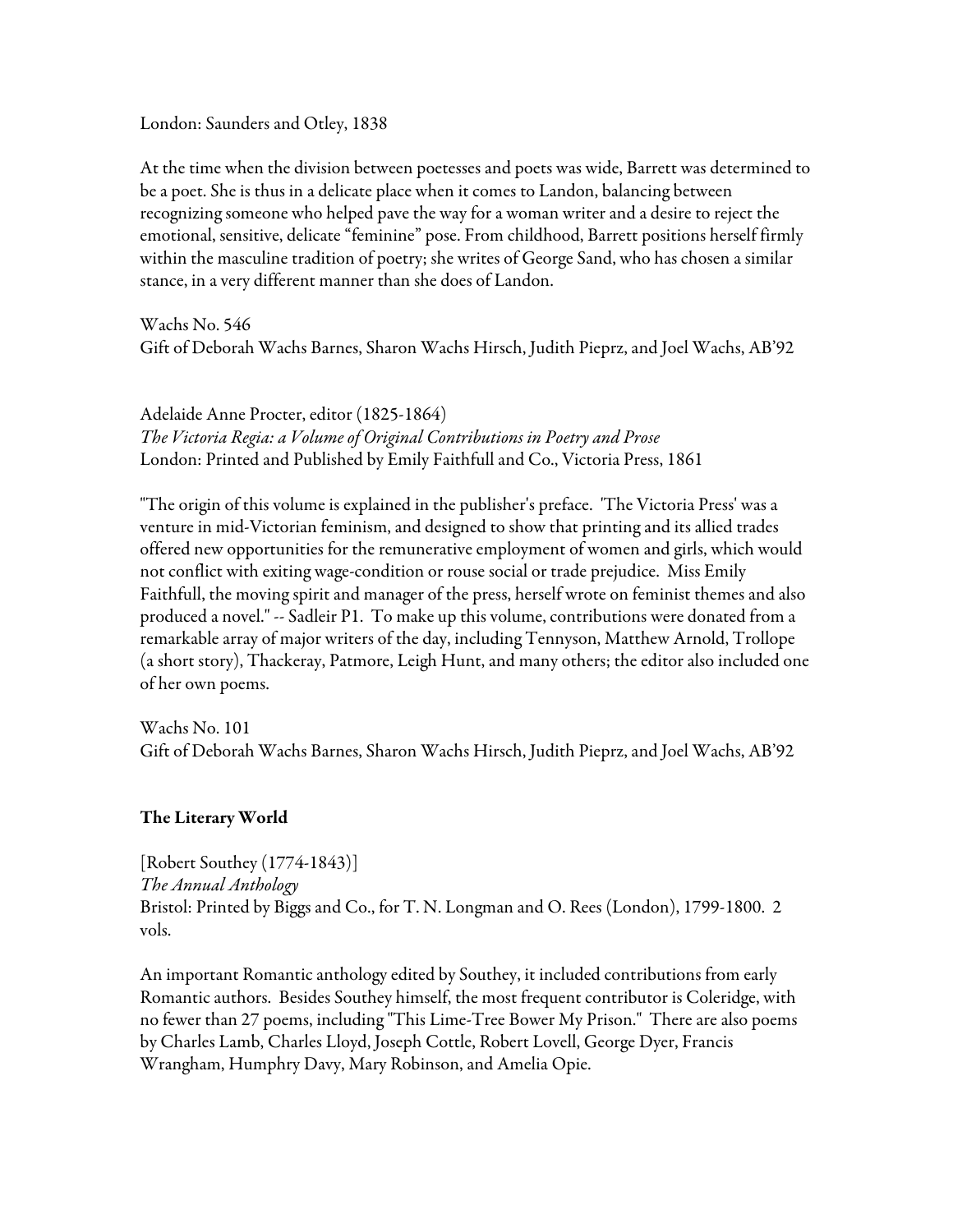London: Saunders and Otley, 1838

At the time when the division between poetesses and poets was wide, Barrett was determined to be a poet. She is thus in a delicate place when it comes to Landon, balancing between recognizing someone who helped pave the way for a woman writer and a desire to reject the emotional, sensitive, delicate "feminine" pose. From childhood, Barrett positions herself firmly within the masculine tradition of poetry; she writes of George Sand, who has chosen a similar stance, in a very different manner than she does of Landon.

Wachs No. 546
Gift of Deborah Wachs Barnes, Sharon Wachs Hirsch, Judith Pieprz, and Joel Wachs, AB'92

Adelaide Anne Procter, editor (1825-1864)
*The Victoria Regia: a Volume of Original Contributions in Poetry and Prose*
London: Printed and Published by Emily Faithfull and Co., Victoria Press, 1861

"The origin of this volume is explained in the publisher's preface. 'The Victoria Press' was a venture in mid-Victorian feminism, and designed to show that printing and its allied trades offered new opportunities for the remunerative employment of women and girls, which would not conflict with exiting wage-condition or rouse social or trade prejudice. Miss Emily Faithfull, the moving spirit and manager of the press, herself wrote on feminist themes and also produced a novel." -- Sadleir P1. To make up this volume, contributions were donated from a remarkable array of major writers of the day, including Tennyson, Matthew Arnold, Trollope (a short story), Thackeray, Patmore, Leigh Hunt, and many others; the editor also included one of her own poems.

Wachs No. 101
Gift of Deborah Wachs Barnes, Sharon Wachs Hirsch, Judith Pieprz, and Joel Wachs, AB'92

## The Literary World

[Robert Southey (1774-1843)]
*The Annual Anthology*
Bristol: Printed by Biggs and Co., for T. N. Longman and O. Rees (London), 1799-1800. 2 vols.

An important Romantic anthology edited by Southey, it included contributions from early Romantic authors. Besides Southey himself, the most frequent contributor is Coleridge, with no fewer than 27 poems, including "This Lime-Tree Bower My Prison." There are also poems by Charles Lamb, Charles Lloyd, Joseph Cottle, Robert Lovell, George Dyer, Francis Wrangham, Humphry Davy, Mary Robinson, and Amelia Opie.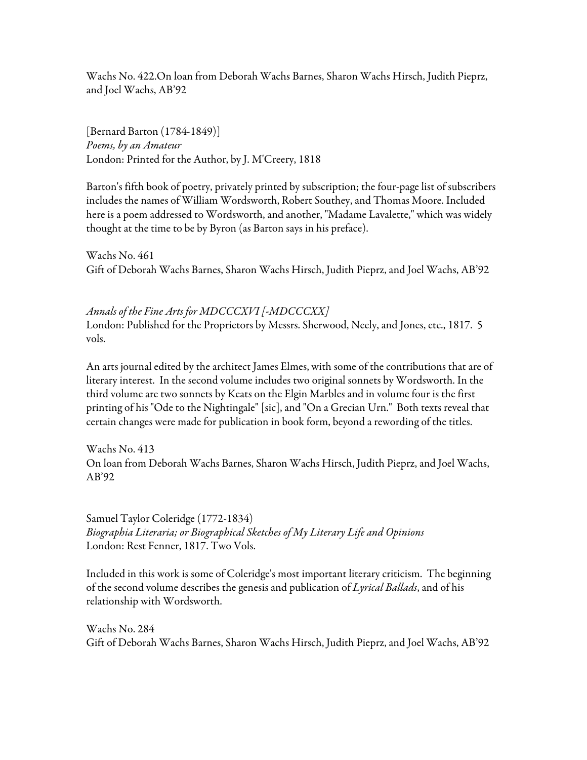Wachs No. 422.On loan from Deborah Wachs Barnes, Sharon Wachs Hirsch, Judith Pieprz, and Joel Wachs, AB'92

[Bernard Barton (1784-1849)]
*Poems, by an Amateur*
London: Printed for the Author, by J. M'Creery, 1818

Barton's fifth book of poetry, privately printed by subscription; the four-page list of subscribers includes the names of William Wordsworth, Robert Southey, and Thomas Moore. Included here is a poem addressed to Wordsworth, and another, "Madame Lavalette," which was widely thought at the time to be by Byron (as Barton says in his preface).

Wachs No. 461
Gift of Deborah Wachs Barnes, Sharon Wachs Hirsch, Judith Pieprz, and Joel Wachs, AB'92

*Annals of the Fine Arts for MDCCCXVI [-MDCCCXX]*
London: Published for the Proprietors by Messrs. Sherwood, Neely, and Jones, etc., 1817. 5 vols.

An arts journal edited by the architect James Elmes, with some of the contributions that are of literary interest. In the second volume includes two original sonnets by Wordsworth. In the third volume are two sonnets by Keats on the Elgin Marbles and in volume four is the first printing of his "Ode to the Nightingale" [sic], and "On a Grecian Urn." Both texts reveal that certain changes were made for publication in book form, beyond a rewording of the titles.

Wachs No. 413
On loan from Deborah Wachs Barnes, Sharon Wachs Hirsch, Judith Pieprz, and Joel Wachs, AB'92

Samuel Taylor Coleridge (1772-1834)
*Biographia Literaria; or Biographical Sketches of My Literary Life and Opinions*
London: Rest Fenner, 1817. Two Vols.

Included in this work is some of Coleridge's most important literary criticism. The beginning of the second volume describes the genesis and publication of *Lyrical Ballads*, and of his relationship with Wordsworth.

Wachs No. 284
Gift of Deborah Wachs Barnes, Sharon Wachs Hirsch, Judith Pieprz, and Joel Wachs, AB'92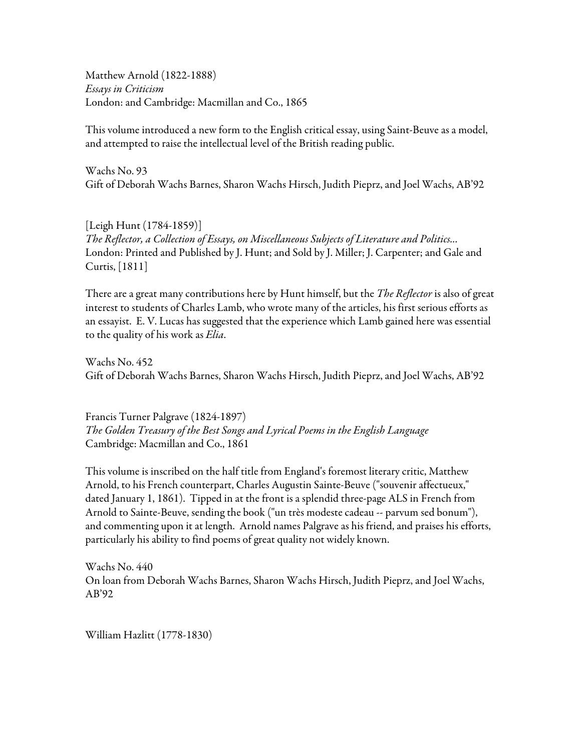Matthew Arnold (1822-1888)
*Essays in Criticism*
London: and Cambridge: Macmillan and Co., 1865

This volume introduced a new form to the English critical essay, using Saint-Beuve as a model, and attempted to raise the intellectual level of the British reading public.

Wachs No. 93
Gift of Deborah Wachs Barnes, Sharon Wachs Hirsch, Judith Pieprz, and Joel Wachs, AB'92

[Leigh Hunt (1784-1859)]
*The Reflector, a Collection of Essays, on Miscellaneous Subjects of Literature and Politics...*
London: Printed and Published by J. Hunt; and Sold by J. Miller; J. Carpenter; and Gale and Curtis, [1811]

There are a great many contributions here by Hunt himself, but the *The Reflector* is also of great interest to students of Charles Lamb, who wrote many of the articles, his first serious efforts as an essayist. E. V. Lucas has suggested that the experience which Lamb gained here was essential to the quality of his work as *Elia*.

Wachs No. 452
Gift of Deborah Wachs Barnes, Sharon Wachs Hirsch, Judith Pieprz, and Joel Wachs, AB'92

Francis Turner Palgrave (1824-1897)
*The Golden Treasury of the Best Songs and Lyrical Poems in the English Language*
Cambridge: Macmillan and Co., 1861

This volume is inscribed on the half title from England's foremost literary critic, Matthew Arnold, to his French counterpart, Charles Augustin Sainte-Beuve ("souvenir affectueux," dated January 1, 1861). Tipped in at the front is a splendid three-page ALS in French from Arnold to Sainte-Beuve, sending the book ("un très modeste cadeau -- parvum sed bonum"), and commenting upon it at length. Arnold names Palgrave as his friend, and praises his efforts, particularly his ability to find poems of great quality not widely known.

Wachs No. 440
On loan from Deborah Wachs Barnes, Sharon Wachs Hirsch, Judith Pieprz, and Joel Wachs, AB'92

William Hazlitt (1778-1830)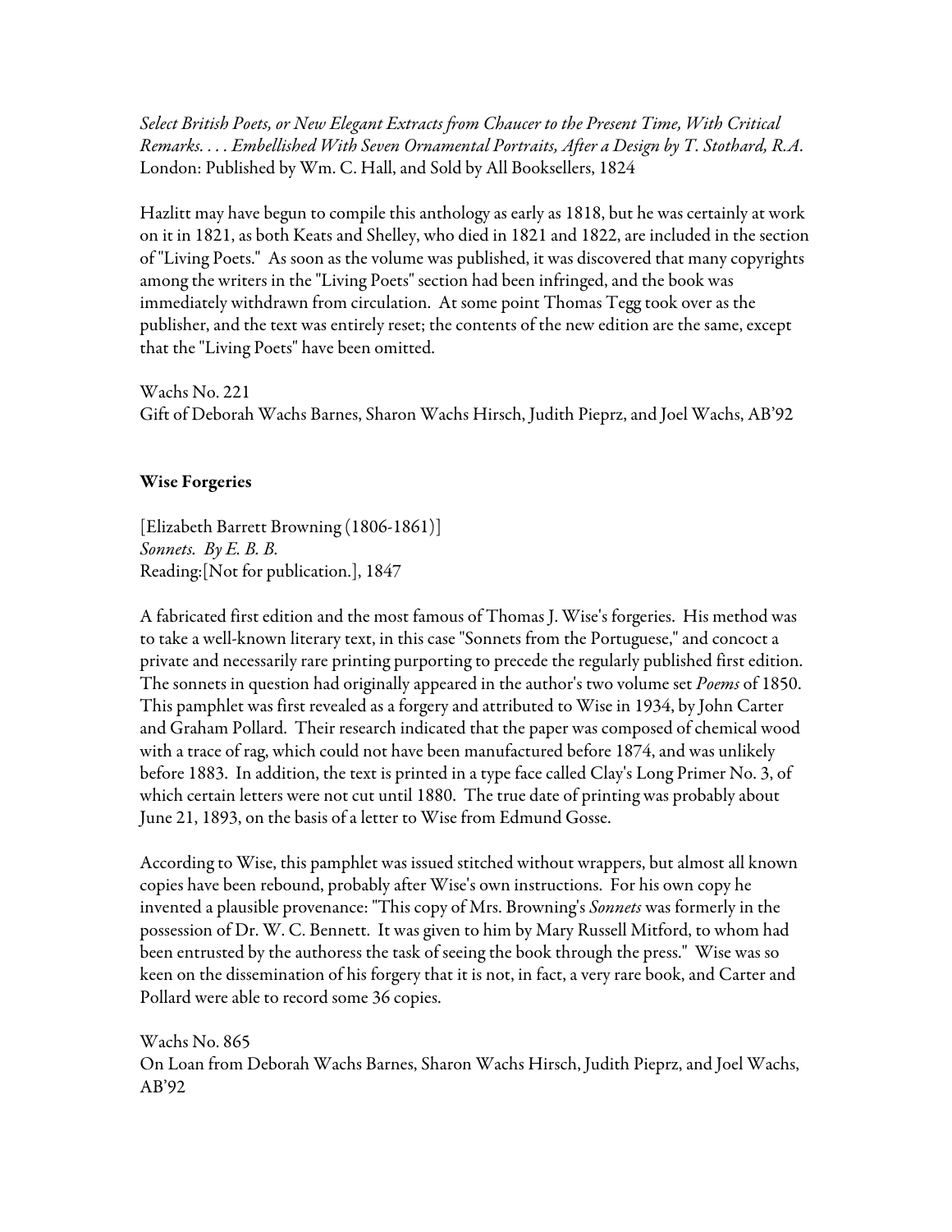*Select British Poets, or New Elegant Extracts from Chaucer to the Present Time, With Critical Remarks. . . . Embellished With Seven Ornamental Portraits, After a Design by T. Stothard, R.A.*
London: Published by Wm. C. Hall, and Sold by All Booksellers, 1824

Hazlitt may have begun to compile this anthology as early as 1818, but he was certainly at work on it in 1821, as both Keats and Shelley, who died in 1821 and 1822, are included in the section of "Living Poets." As soon as the volume was published, it was discovered that many copyrights among the writers in the "Living Poets" section had been infringed, and the book was immediately withdrawn from circulation. At some point Thomas Tegg took over as the publisher, and the text was entirely reset; the contents of the new edition are the same, except that the "Living Poets" have been omitted.

Wachs No. 221
Gift of Deborah Wachs Barnes, Sharon Wachs Hirsch, Judith Pieprz, and Joel Wachs, AB'92

**Wise Forgeries**

[Elizabeth Barrett Browning (1806-1861)]
*Sonnets. By E. B. B.*
Reading:[Not for publication.], 1847

A fabricated first edition and the most famous of Thomas J. Wise's forgeries. His method was to take a well-known literary text, in this case "Sonnets from the Portuguese," and concoct a private and necessarily rare printing purporting to precede the regularly published first edition. The sonnets in question had originally appeared in the author's two volume set *Poems* of 1850. This pamphlet was first revealed as a forgery and attributed to Wise in 1934, by John Carter and Graham Pollard. Their research indicated that the paper was composed of chemical wood with a trace of rag, which could not have been manufactured before 1874, and was unlikely before 1883. In addition, the text is printed in a type face called Clay's Long Primer No. 3, of which certain letters were not cut until 1880. The true date of printing was probably about June 21, 1893, on the basis of a letter to Wise from Edmund Gosse.

According to Wise, this pamphlet was issued stitched without wrappers, but almost all known copies have been rebound, probably after Wise's own instructions. For his own copy he invented a plausible provenance: "This copy of Mrs. Browning's *Sonnets* was formerly in the possession of Dr. W. C. Bennett. It was given to him by Mary Russell Mitford, to whom had been entrusted by the authoress the task of seeing the book through the press." Wise was so keen on the dissemination of his forgery that it is not, in fact, a very rare book, and Carter and Pollard were able to record some 36 copies.

Wachs No. 865
On Loan from Deborah Wachs Barnes, Sharon Wachs Hirsch, Judith Pieprz, and Joel Wachs, AB'92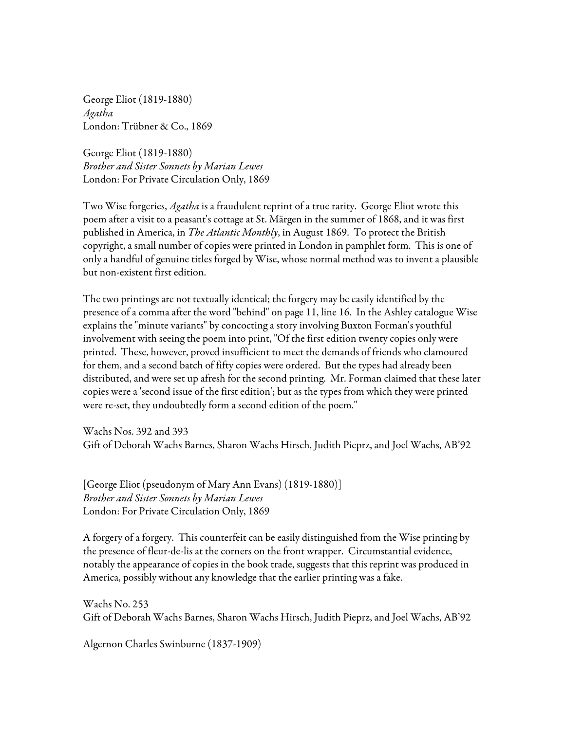George Eliot (1819-1880)
*Agatha*
London: Trübner & Co., 1869

George Eliot (1819-1880)
*Brother and Sister Sonnets by Marian Lewes*
London: For Private Circulation Only, 1869

Two Wise forgeries, *Agatha* is a fraudulent reprint of a true rarity. George Eliot wrote this poem after a visit to a peasant's cottage at St. Märgen in the summer of 1868, and it was first published in America, in *The Atlantic Monthly*, in August 1869. To protect the British copyright, a small number of copies were printed in London in pamphlet form. This is one of only a handful of genuine titles forged by Wise, whose normal method was to invent a plausible but non-existent first edition.

The two printings are not textually identical; the forgery may be easily identified by the presence of a comma after the word "behind" on page 11, line 16. In the Ashley catalogue Wise explains the "minute variants" by concocting a story involving Buxton Forman's youthful involvement with seeing the poem into print, "Of the first edition twenty copies only were printed. These, however, proved insufficient to meet the demands of friends who clamoured for them, and a second batch of fifty copies were ordered. But the types had already been distributed, and were set up afresh for the second printing. Mr. Forman claimed that these later copies were a 'second issue of the first edition'; but as the types from which they were printed were re-set, they undoubtedly form a second edition of the poem."

Wachs Nos. 392 and 393
Gift of Deborah Wachs Barnes, Sharon Wachs Hirsch, Judith Pieprz, and Joel Wachs, AB'92

[George Eliot (pseudonym of Mary Ann Evans) (1819-1880)]
*Brother and Sister Sonnets by Marian Lewes*
London: For Private Circulation Only, 1869

A forgery of a forgery. This counterfeit can be easily distinguished from the Wise printing by the presence of fleur-de-lis at the corners on the front wrapper. Circumstantial evidence, notably the appearance of copies in the book trade, suggests that this reprint was produced in America, possibly without any knowledge that the earlier printing was a fake.

Wachs No. 253
Gift of Deborah Wachs Barnes, Sharon Wachs Hirsch, Judith Pieprz, and Joel Wachs, AB'92

Algernon Charles Swinburne (1837-1909)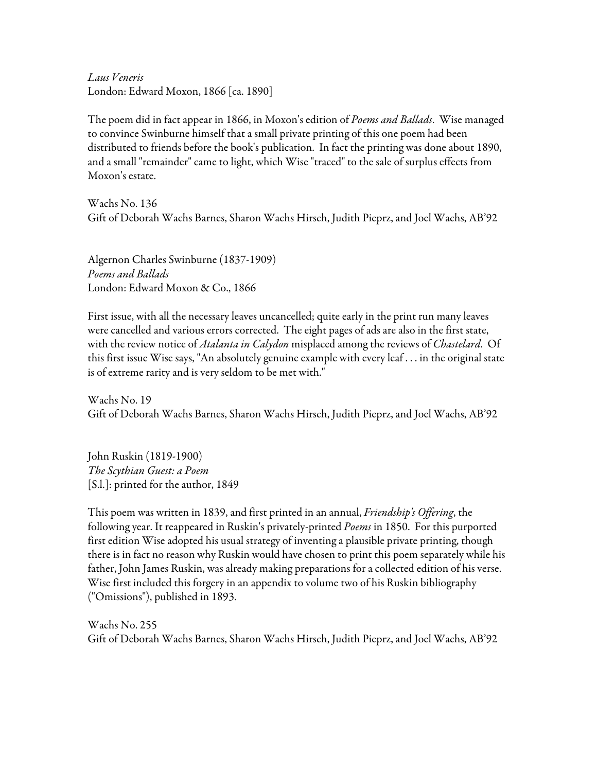*Laus Veneris*
London: Edward Moxon, 1866 [ca. 1890]

The poem did in fact appear in 1866, in Moxon's edition of *Poems and Ballads*. Wise managed to convince Swinburne himself that a small private printing of this one poem had been distributed to friends before the book's publication. In fact the printing was done about 1890, and a small "remainder" came to light, which Wise "traced" to the sale of surplus effects from Moxon's estate.

Wachs No. 136
Gift of Deborah Wachs Barnes, Sharon Wachs Hirsch, Judith Pieprz, and Joel Wachs, AB'92

Algernon Charles Swinburne (1837-1909)
*Poems and Ballads*
London: Edward Moxon & Co., 1866

First issue, with all the necessary leaves uncancelled; quite early in the print run many leaves were cancelled and various errors corrected. The eight pages of ads are also in the first state, with the review notice of *Atalanta in Calydon* misplaced among the reviews of *Chastelard*. Of this first issue Wise says, "An absolutely genuine example with every leaf . . . in the original state is of extreme rarity and is very seldom to be met with."

Wachs No. 19
Gift of Deborah Wachs Barnes, Sharon Wachs Hirsch, Judith Pieprz, and Joel Wachs, AB'92

John Ruskin (1819-1900)
*The Scythian Guest: a Poem*
[S.l.]: printed for the author, 1849

This poem was written in 1839, and first printed in an annual, *Friendship's Offering*, the following year. It reappeared in Ruskin's privately-printed *Poems* in 1850. For this purported first edition Wise adopted his usual strategy of inventing a plausible private printing, though there is in fact no reason why Ruskin would have chosen to print this poem separately while his father, John James Ruskin, was already making preparations for a collected edition of his verse. Wise first included this forgery in an appendix to volume two of his Ruskin bibliography ("Omissions"), published in 1893.

Wachs No. 255
Gift of Deborah Wachs Barnes, Sharon Wachs Hirsch, Judith Pieprz, and Joel Wachs, AB'92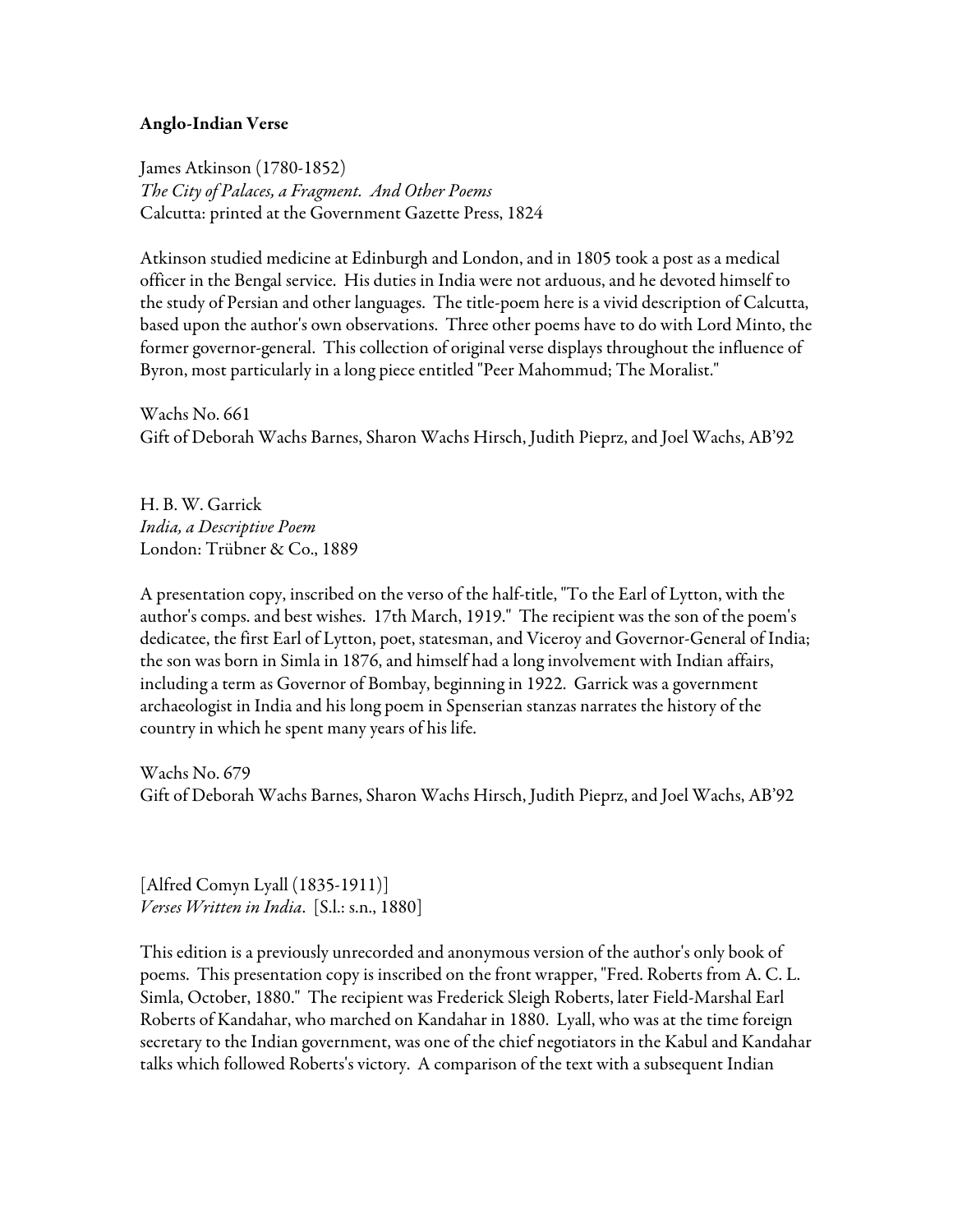**Anglo-Indian Verse**

James Atkinson (1780-1852)
*The City of Palaces, a Fragment. And Other Poems*
Calcutta: printed at the Government Gazette Press, 1824

Atkinson studied medicine at Edinburgh and London, and in 1805 took a post as a medical officer in the Bengal service. His duties in India were not arduous, and he devoted himself to the study of Persian and other languages. The title-poem here is a vivid description of Calcutta, based upon the author's own observations. Three other poems have to do with Lord Minto, the former governor-general. This collection of original verse displays throughout the influence of Byron, most particularly in a long piece entitled "Peer Mahommud; The Moralist."

Wachs No. 661
Gift of Deborah Wachs Barnes, Sharon Wachs Hirsch, Judith Pieprz, and Joel Wachs, AB'92

H. B. W. Garrick
*India, a Descriptive Poem*
London: Trübner & Co., 1889

A presentation copy, inscribed on the verso of the half-title, "To the Earl of Lytton, with the author's comps. and best wishes. 17th March, 1919." The recipient was the son of the poem's dedicatee, the first Earl of Lytton, poet, statesman, and Viceroy and Governor-General of India; the son was born in Simla in 1876, and himself had a long involvement with Indian affairs, including a term as Governor of Bombay, beginning in 1922. Garrick was a government archaeologist in India and his long poem in Spenserian stanzas narrates the history of the country in which he spent many years of his life.

Wachs No. 679
Gift of Deborah Wachs Barnes, Sharon Wachs Hirsch, Judith Pieprz, and Joel Wachs, AB'92

[Alfred Comyn Lyall (1835-1911)]
*Verses Written in India*. [S.l.: s.n., 1880]

This edition is a previously unrecorded and anonymous version of the author's only book of poems. This presentation copy is inscribed on the front wrapper, "Fred. Roberts from A. C. L. Simla, October, 1880." The recipient was Frederick Sleigh Roberts, later Field-Marshal Earl Roberts of Kandahar, who marched on Kandahar in 1880. Lyall, who was at the time foreign secretary to the Indian government, was one of the chief negotiators in the Kabul and Kandahar talks which followed Roberts's victory. A comparison of the text with a subsequent Indian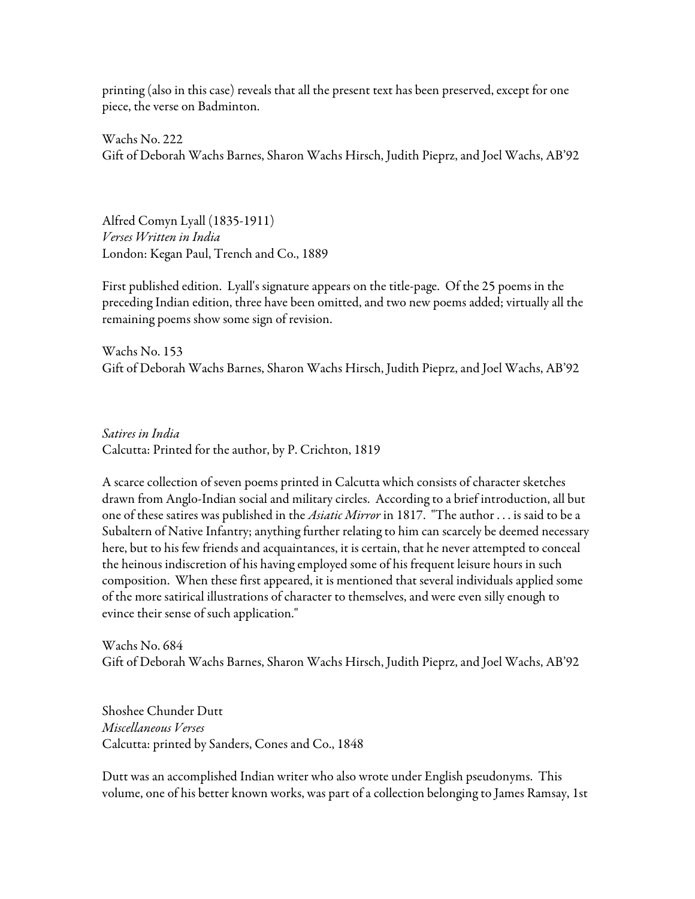printing (also in this case) reveals that all the present text has been preserved, except for one piece, the verse on Badminton.

Wachs No. 222
Gift of Deborah Wachs Barnes, Sharon Wachs Hirsch, Judith Pieprz, and Joel Wachs, AB'92

Alfred Comyn Lyall (1835-1911)
*Verses Written in India*
London: Kegan Paul, Trench and Co., 1889

First published edition. Lyall's signature appears on the title-page. Of the 25 poems in the preceding Indian edition, three have been omitted, and two new poems added; virtually all the remaining poems show some sign of revision.

Wachs No. 153
Gift of Deborah Wachs Barnes, Sharon Wachs Hirsch, Judith Pieprz, and Joel Wachs, AB'92

*Satires in India*
Calcutta: Printed for the author, by P. Crichton, 1819

A scarce collection of seven poems printed in Calcutta which consists of character sketches drawn from Anglo-Indian social and military circles. According to a brief introduction, all but one of these satires was published in the *Asiatic Mirror* in 1817. "The author . . . is said to be a Subaltern of Native Infantry; anything further relating to him can scarcely be deemed necessary here, but to his few friends and acquaintances, it is certain, that he never attempted to conceal the heinous indiscretion of his having employed some of his frequent leisure hours in such composition. When these first appeared, it is mentioned that several individuals applied some of the more satirical illustrations of character to themselves, and were even silly enough to evince their sense of such application."

Wachs No. 684
Gift of Deborah Wachs Barnes, Sharon Wachs Hirsch, Judith Pieprz, and Joel Wachs, AB'92

Shoshee Chunder Dutt
*Miscellaneous Verses*
Calcutta: printed by Sanders, Cones and Co., 1848

Dutt was an accomplished Indian writer who also wrote under English pseudonyms. This volume, one of his better known works, was part of a collection belonging to James Ramsay, 1st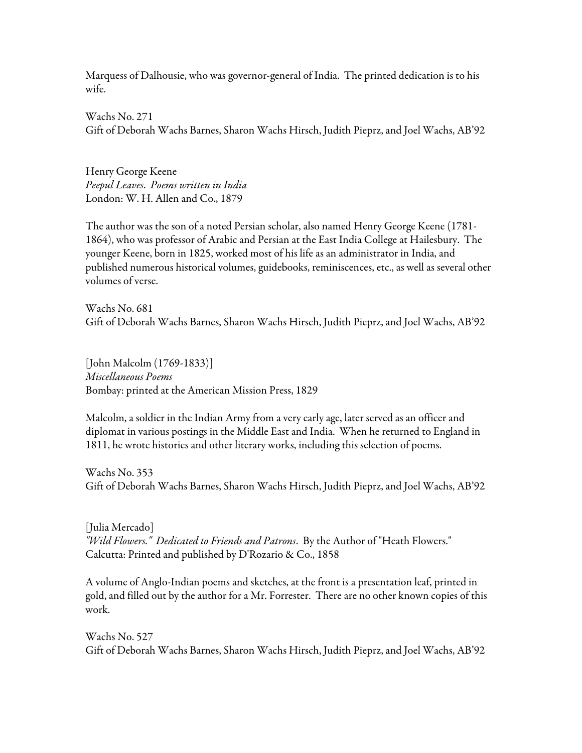Marquess of Dalhousie, who was governor-general of India. The printed dedication is to his wife.

Wachs No. 271
Gift of Deborah Wachs Barnes, Sharon Wachs Hirsch, Judith Pieprz, and Joel Wachs, AB'92

Henry George Keene
*Peepul Leaves. Poems written in India*
London: W. H. Allen and Co., 1879

The author was the son of a noted Persian scholar, also named Henry George Keene (1781-1864), who was professor of Arabic and Persian at the East India College at Hailesbury. The younger Keene, born in 1825, worked most of his life as an administrator in India, and published numerous historical volumes, guidebooks, reminiscences, etc., as well as several other volumes of verse.

Wachs No. 681
Gift of Deborah Wachs Barnes, Sharon Wachs Hirsch, Judith Pieprz, and Joel Wachs, AB'92

[John Malcolm (1769-1833)]
*Miscellaneous Poems*
Bombay: printed at the American Mission Press, 1829

Malcolm, a soldier in the Indian Army from a very early age, later served as an officer and diplomat in various postings in the Middle East and India. When he returned to England in 1811, he wrote histories and other literary works, including this selection of poems.

Wachs No. 353
Gift of Deborah Wachs Barnes, Sharon Wachs Hirsch, Judith Pieprz, and Joel Wachs, AB'92

[Julia Mercado]
*"Wild Flowers." Dedicated to Friends and Patrons*. By the Author of "Heath Flowers."
Calcutta: Printed and published by D'Rozario & Co., 1858

A volume of Anglo-Indian poems and sketches, at the front is a presentation leaf, printed in gold, and filled out by the author for a Mr. Forrester. There are no other known copies of this work.

Wachs No. 527
Gift of Deborah Wachs Barnes, Sharon Wachs Hirsch, Judith Pieprz, and Joel Wachs, AB'92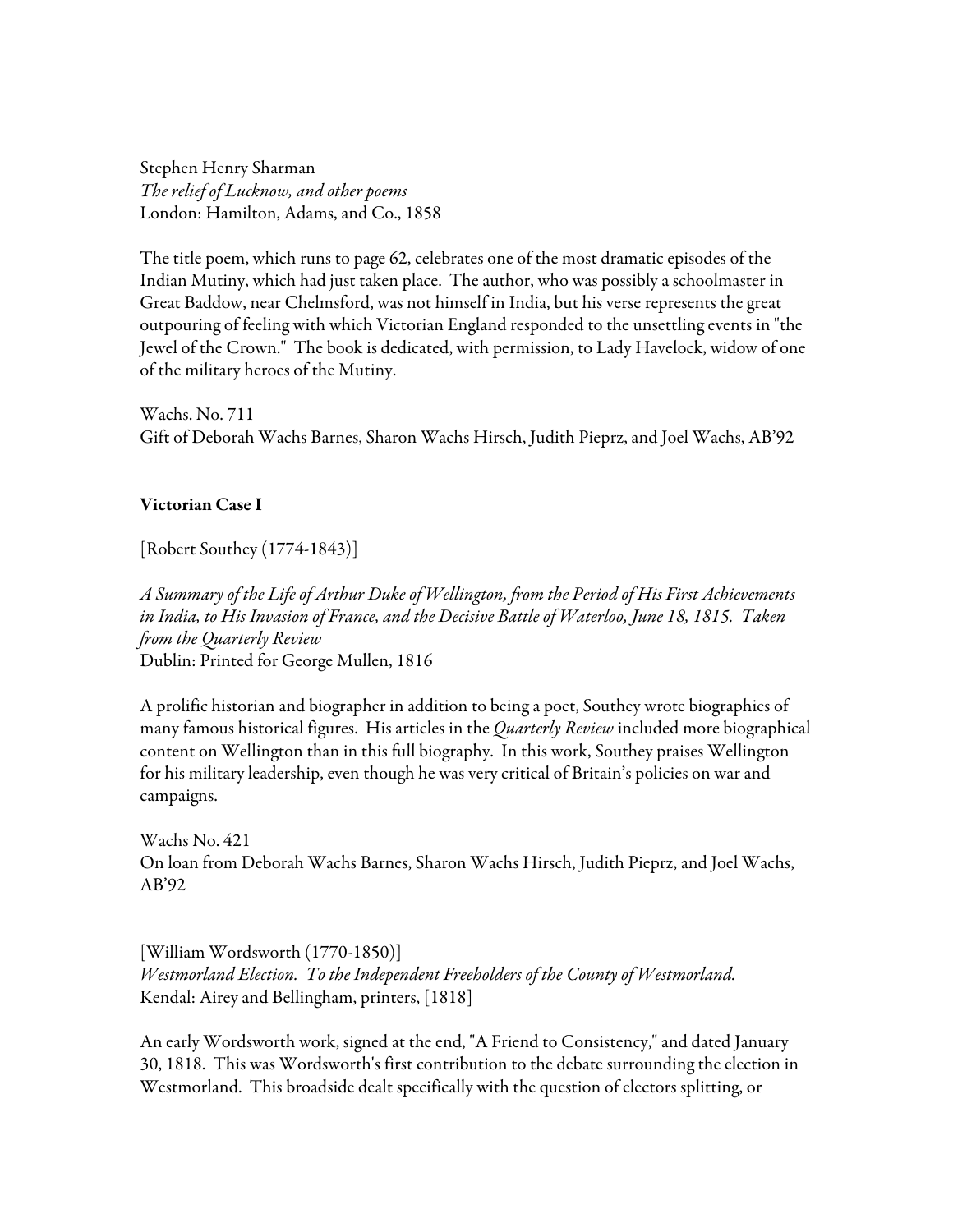Stephen Henry Sharman
*The relief of Lucknow, and other poems*
London: Hamilton, Adams, and Co., 1858

The title poem, which runs to page 62, celebrates one of the most dramatic episodes of the Indian Mutiny, which had just taken place. The author, who was possibly a schoolmaster in Great Baddow, near Chelmsford, was not himself in India, but his verse represents the great outpouring of feeling with which Victorian England responded to the unsettling events in "the Jewel of the Crown." The book is dedicated, with permission, to Lady Havelock, widow of one of the military heroes of the Mutiny.

Wachs. No. 711
Gift of Deborah Wachs Barnes, Sharon Wachs Hirsch, Judith Pieprz, and Joel Wachs, AB'92

**Victorian Case I**

[Robert Southey (1774-1843)]

*A Summary of the Life of Arthur Duke of Wellington, from the Period of His First Achievements in India, to His Invasion of France, and the Decisive Battle of Waterloo, June 18, 1815. Taken from the Quarterly Review*
Dublin: Printed for George Mullen, 1816

A prolific historian and biographer in addition to being a poet, Southey wrote biographies of many famous historical figures. His articles in the *Quarterly Review* included more biographical content on Wellington than in this full biography. In this work, Southey praises Wellington for his military leadership, even though he was very critical of Britain's policies on war and campaigns.

Wachs No. 421
On loan from Deborah Wachs Barnes, Sharon Wachs Hirsch, Judith Pieprz, and Joel Wachs, AB'92

[William Wordsworth (1770-1850)]
*Westmorland Election. To the Independent Freeholders of the County of Westmorland.*
Kendal: Airey and Bellingham, printers, [1818]

An early Wordsworth work, signed at the end, "A Friend to Consistency," and dated January 30, 1818. This was Wordsworth's first contribution to the debate surrounding the election in Westmorland. This broadside dealt specifically with the question of electors splitting, or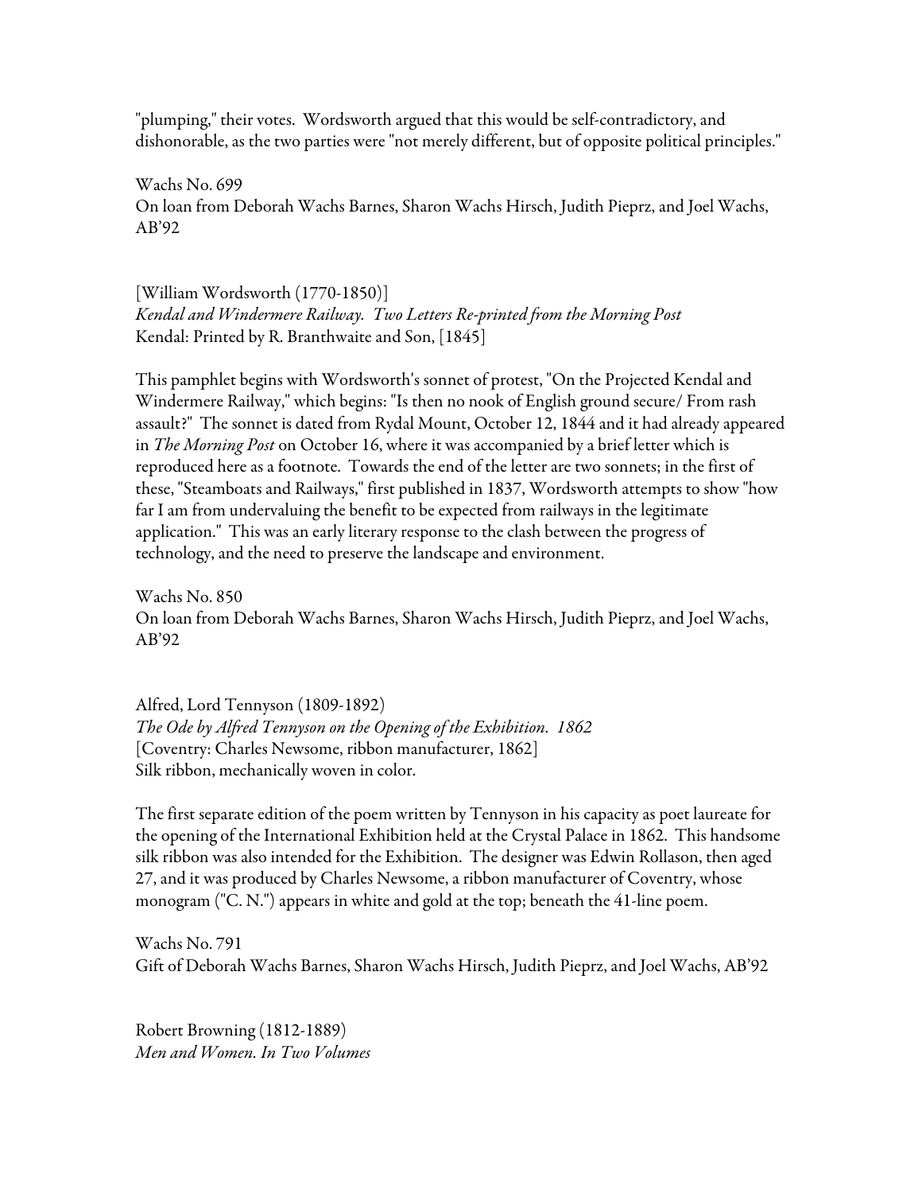"plumping," their votes. Wordsworth argued that this would be self-contradictory, and dishonorable, as the two parties were "not merely different, but of opposite political principles."

Wachs No. 699
On loan from Deborah Wachs Barnes, Sharon Wachs Hirsch, Judith Pieprz, and Joel Wachs, AB'92

[William Wordsworth (1770-1850)]
*Kendal and Windermere Railway. Two Letters Re-printed from the Morning Post*
Kendal: Printed by R. Branthwaite and Son, [1845]

This pamphlet begins with Wordsworth's sonnet of protest, "On the Projected Kendal and Windermere Railway," which begins: "Is then no nook of English ground secure/ From rash assault?" The sonnet is dated from Rydal Mount, October 12, 1844 and it had already appeared in *The Morning Post* on October 16, where it was accompanied by a brief letter which is reproduced here as a footnote. Towards the end of the letter are two sonnets; in the first of these, "Steamboats and Railways," first published in 1837, Wordsworth attempts to show "how far I am from undervaluing the benefit to be expected from railways in the legitimate application." This was an early literary response to the clash between the progress of technology, and the need to preserve the landscape and environment.

Wachs No. 850
On loan from Deborah Wachs Barnes, Sharon Wachs Hirsch, Judith Pieprz, and Joel Wachs, AB'92

Alfred, Lord Tennyson (1809-1892)
*The Ode by Alfred Tennyson on the Opening of the Exhibition. 1862*
[Coventry: Charles Newsome, ribbon manufacturer, 1862]
Silk ribbon, mechanically woven in color.

The first separate edition of the poem written by Tennyson in his capacity as poet laureate for the opening of the International Exhibition held at the Crystal Palace in 1862. This handsome silk ribbon was also intended for the Exhibition. The designer was Edwin Rollason, then aged 27, and it was produced by Charles Newsome, a ribbon manufacturer of Coventry, whose monogram ("C. N.") appears in white and gold at the top; beneath the 41-line poem.

Wachs No. 791
Gift of Deborah Wachs Barnes, Sharon Wachs Hirsch, Judith Pieprz, and Joel Wachs, AB'92

Robert Browning (1812-1889)
*Men and Women. In Two Volumes*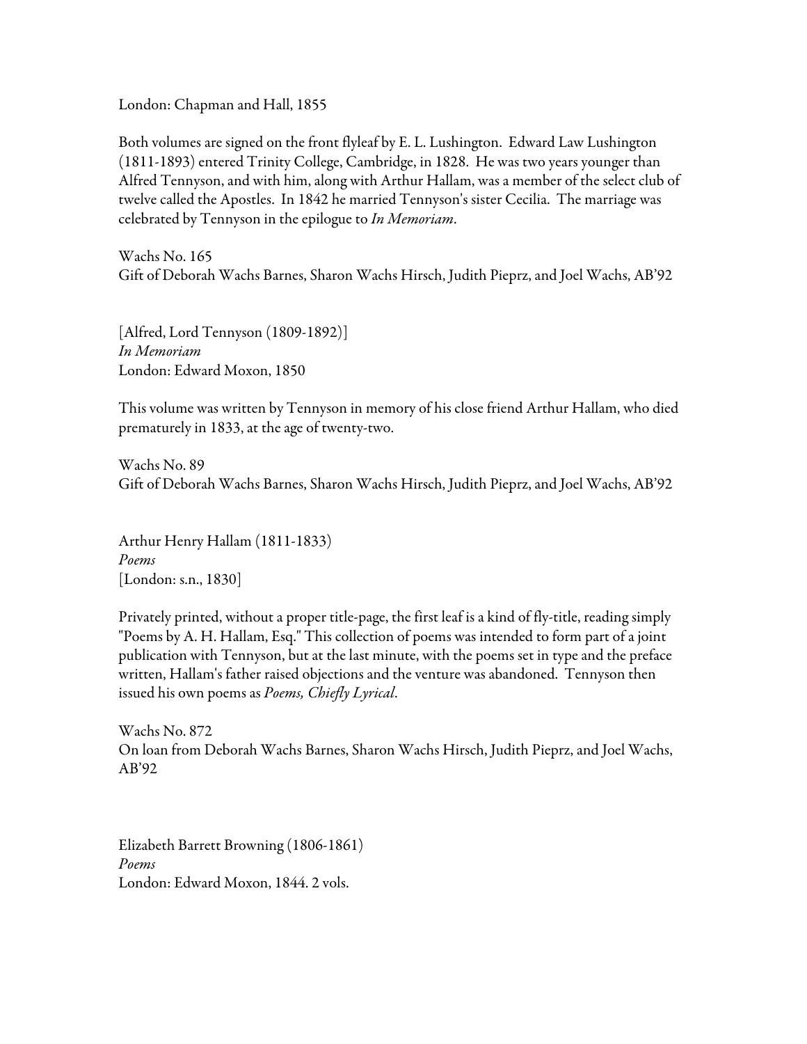London: Chapman and Hall, 1855

Both volumes are signed on the front flyleaf by E. L. Lushington. Edward Law Lushington (1811-1893) entered Trinity College, Cambridge, in 1828. He was two years younger than Alfred Tennyson, and with him, along with Arthur Hallam, was a member of the select club of twelve called the Apostles. In 1842 he married Tennyson's sister Cecilia. The marriage was celebrated by Tennyson in the epilogue to *In Memoriam*.

Wachs No. 165
Gift of Deborah Wachs Barnes, Sharon Wachs Hirsch, Judith Pieprz, and Joel Wachs, AB'92

[Alfred, Lord Tennyson (1809-1892)]
*In Memoriam*
London: Edward Moxon, 1850

This volume was written by Tennyson in memory of his close friend Arthur Hallam, who died prematurely in 1833, at the age of twenty-two.

Wachs No. 89
Gift of Deborah Wachs Barnes, Sharon Wachs Hirsch, Judith Pieprz, and Joel Wachs, AB'92

Arthur Henry Hallam (1811-1833)
*Poems*
[London: s.n., 1830]

Privately printed, without a proper title-page, the first leaf is a kind of fly-title, reading simply "Poems by A. H. Hallam, Esq." This collection of poems was intended to form part of a joint publication with Tennyson, but at the last minute, with the poems set in type and the preface written, Hallam's father raised objections and the venture was abandoned. Tennyson then issued his own poems as *Poems, Chiefly Lyrical*.

Wachs No. 872
On loan from Deborah Wachs Barnes, Sharon Wachs Hirsch, Judith Pieprz, and Joel Wachs, AB'92

Elizabeth Barrett Browning (1806-1861)
*Poems*
London: Edward Moxon, 1844. 2 vols.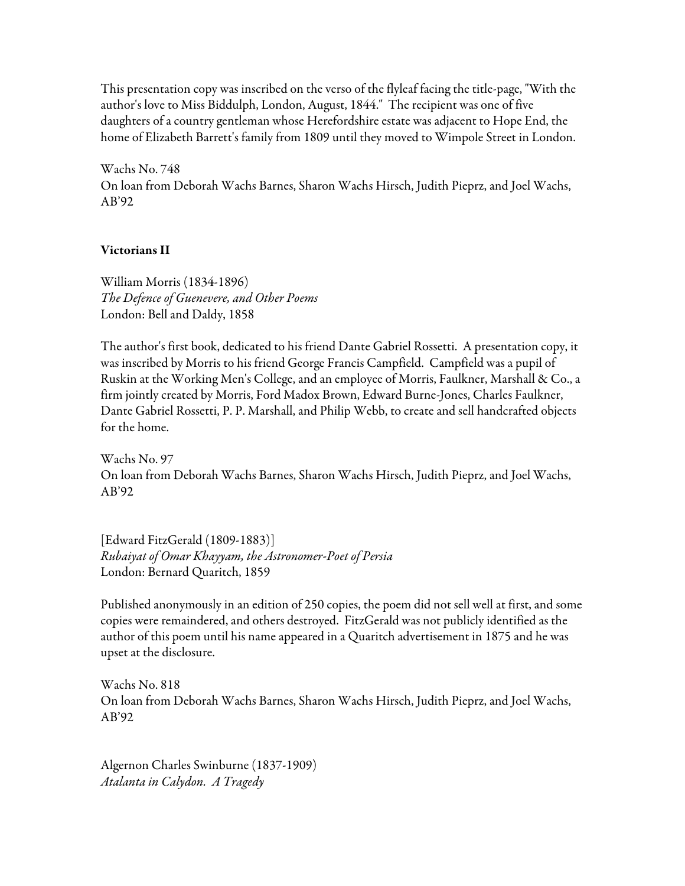This presentation copy was inscribed on the verso of the flyleaf facing the title-page, "With the author's love to Miss Biddulph, London, August, 1844." The recipient was one of five daughters of a country gentleman whose Herefordshire estate was adjacent to Hope End, the home of Elizabeth Barrett's family from 1809 until they moved to Wimpole Street in London.

Wachs No. 748
On loan from Deborah Wachs Barnes, Sharon Wachs Hirsch, Judith Pieprz, and Joel Wachs, AB'92

**Victorians II**

William Morris (1834-1896)
*The Defence of Guenevere, and Other Poems*
London: Bell and Daldy, 1858

The author's first book, dedicated to his friend Dante Gabriel Rossetti. A presentation copy, it was inscribed by Morris to his friend George Francis Campfield. Campfield was a pupil of Ruskin at the Working Men's College, and an employee of Morris, Faulkner, Marshall & Co., a firm jointly created by Morris, Ford Madox Brown, Edward Burne-Jones, Charles Faulkner, Dante Gabriel Rossetti, P. P. Marshall, and Philip Webb, to create and sell handcrafted objects for the home.

Wachs No. 97
On loan from Deborah Wachs Barnes, Sharon Wachs Hirsch, Judith Pieprz, and Joel Wachs, AB'92

[Edward FitzGerald (1809-1883)]
*Rubaiyat of Omar Khayyam, the Astronomer-Poet of Persia*
London: Bernard Quaritch, 1859

Published anonymously in an edition of 250 copies, the poem did not sell well at first, and some copies were remaindered, and others destroyed. FitzGerald was not publicly identified as the author of this poem until his name appeared in a Quaritch advertisement in 1875 and he was upset at the disclosure.

Wachs No. 818
On loan from Deborah Wachs Barnes, Sharon Wachs Hirsch, Judith Pieprz, and Joel Wachs, AB'92

Algernon Charles Swinburne (1837-1909)
*Atalanta in Calydon. A Tragedy*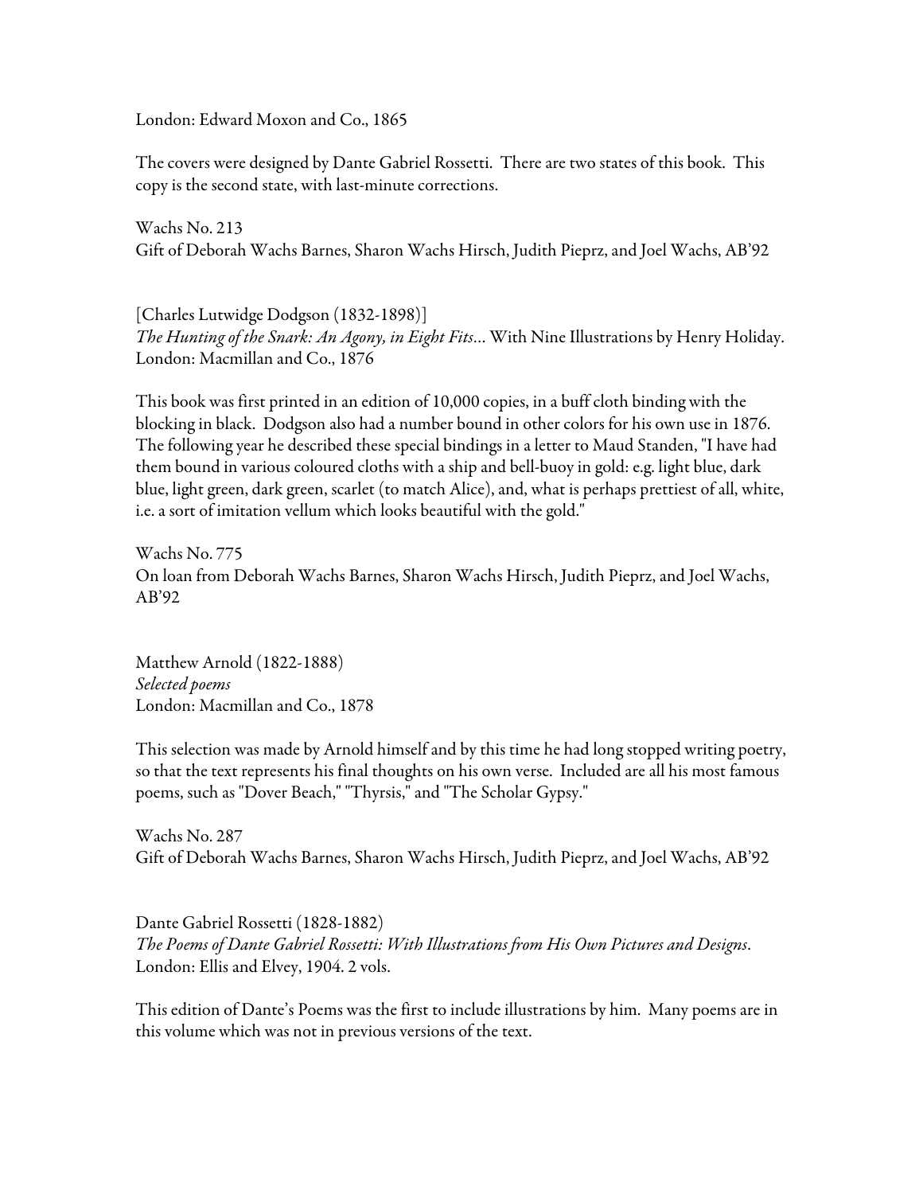London: Edward Moxon and Co., 1865

The covers were designed by Dante Gabriel Rossetti. There are two states of this book. This copy is the second state, with last-minute corrections.

Wachs No. 213
Gift of Deborah Wachs Barnes, Sharon Wachs Hirsch, Judith Pieprz, and Joel Wachs, AB'92

[Charles Lutwidge Dodgson (1832-1898)]
*The Hunting of the Snark: An Agony, in Eight Fits*... With Nine Illustrations by Henry Holiday.
London: Macmillan and Co., 1876

This book was first printed in an edition of 10,000 copies, in a buff cloth binding with the blocking in black. Dodgson also had a number bound in other colors for his own use in 1876. The following year he described these special bindings in a letter to Maud Standen, "I have had them bound in various coloured cloths with a ship and bell-buoy in gold: e.g. light blue, dark blue, light green, dark green, scarlet (to match Alice), and, what is perhaps prettiest of all, white, i.e. a sort of imitation vellum which looks beautiful with the gold."

Wachs No. 775
On loan from Deborah Wachs Barnes, Sharon Wachs Hirsch, Judith Pieprz, and Joel Wachs, AB'92

Matthew Arnold (1822-1888)
*Selected poems*
London: Macmillan and Co., 1878

This selection was made by Arnold himself and by this time he had long stopped writing poetry, so that the text represents his final thoughts on his own verse. Included are all his most famous poems, such as "Dover Beach," "Thyrsis," and "The Scholar Gypsy."

Wachs No. 287
Gift of Deborah Wachs Barnes, Sharon Wachs Hirsch, Judith Pieprz, and Joel Wachs, AB'92

Dante Gabriel Rossetti (1828-1882)
*The Poems of Dante Gabriel Rossetti: With Illustrations from His Own Pictures and Designs*.
London: Ellis and Elvey, 1904. 2 vols.

This edition of Dante's Poems was the first to include illustrations by him. Many poems are in this volume which was not in previous versions of the text.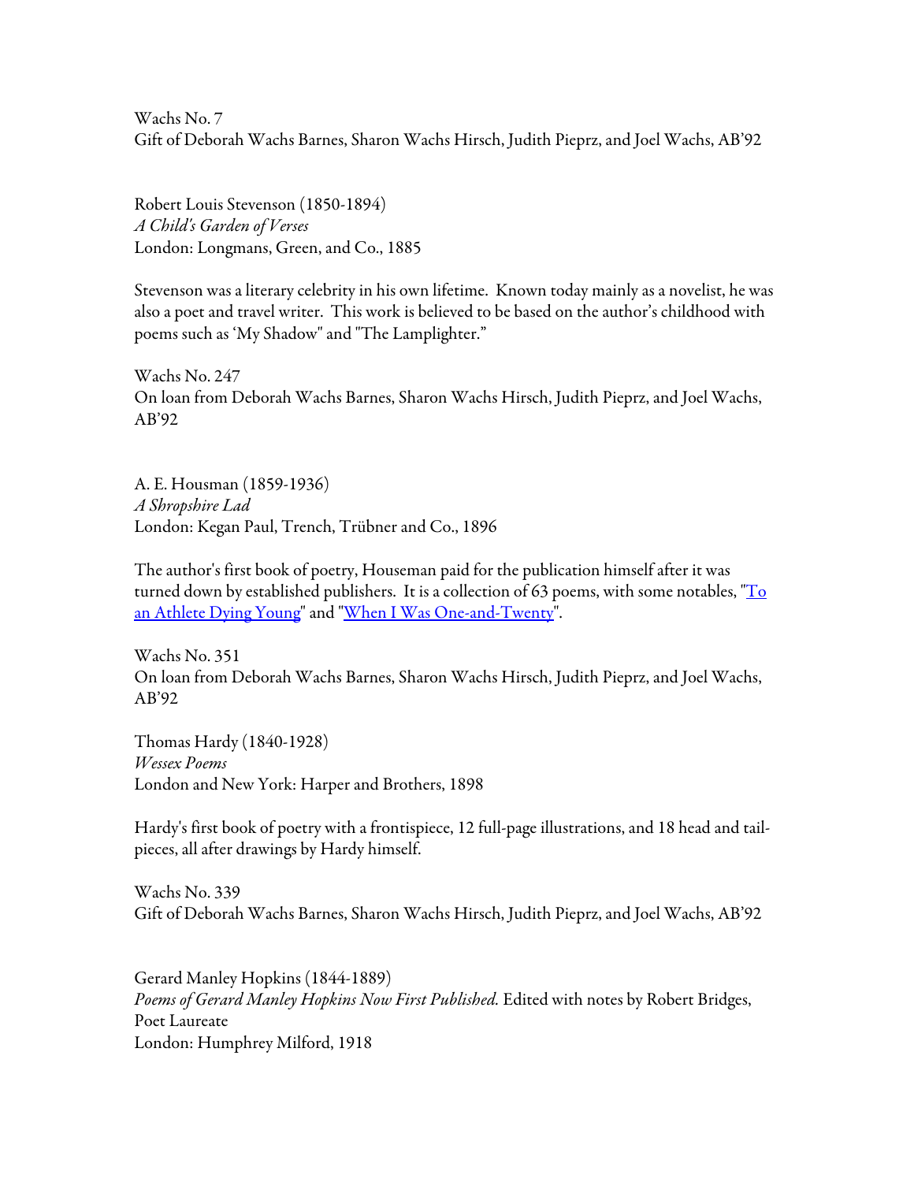Wachs No. 7
Gift of Deborah Wachs Barnes, Sharon Wachs Hirsch, Judith Pieprz, and Joel Wachs, AB'92

Robert Louis Stevenson (1850-1894)
*A Child's Garden of Verses*
London: Longmans, Green, and Co., 1885

Stevenson was a literary celebrity in his own lifetime. Known today mainly as a novelist, he was also a poet and travel writer. This work is believed to be based on the author's childhood with poems such as 'My Shadow" and "The Lamplighter."

Wachs No. 247
On loan from Deborah Wachs Barnes, Sharon Wachs Hirsch, Judith Pieprz, and Joel Wachs, AB'92

A. E. Housman (1859-1936)
*A Shropshire Lad*
London: Kegan Paul, Trench, Trübner and Co., 1896

The author's first book of poetry, Houseman paid for the publication himself after it was turned down by established publishers. It is a collection of 63 poems, with some notables, "To an Athlete Dying Young" and "When I Was One-and-Twenty".

Wachs No. 351
On loan from Deborah Wachs Barnes, Sharon Wachs Hirsch, Judith Pieprz, and Joel Wachs, AB'92

Thomas Hardy (1840-1928)
*Wessex Poems*
London and New York: Harper and Brothers, 1898

Hardy's first book of poetry with a frontispiece, 12 full-page illustrations, and 18 head and tail-pieces, all after drawings by Hardy himself.

Wachs No. 339
Gift of Deborah Wachs Barnes, Sharon Wachs Hirsch, Judith Pieprz, and Joel Wachs, AB'92

Gerard Manley Hopkins (1844-1889)
*Poems of Gerard Manley Hopkins Now First Published.* Edited with notes by Robert Bridges, Poet Laureate
London: Humphrey Milford, 1918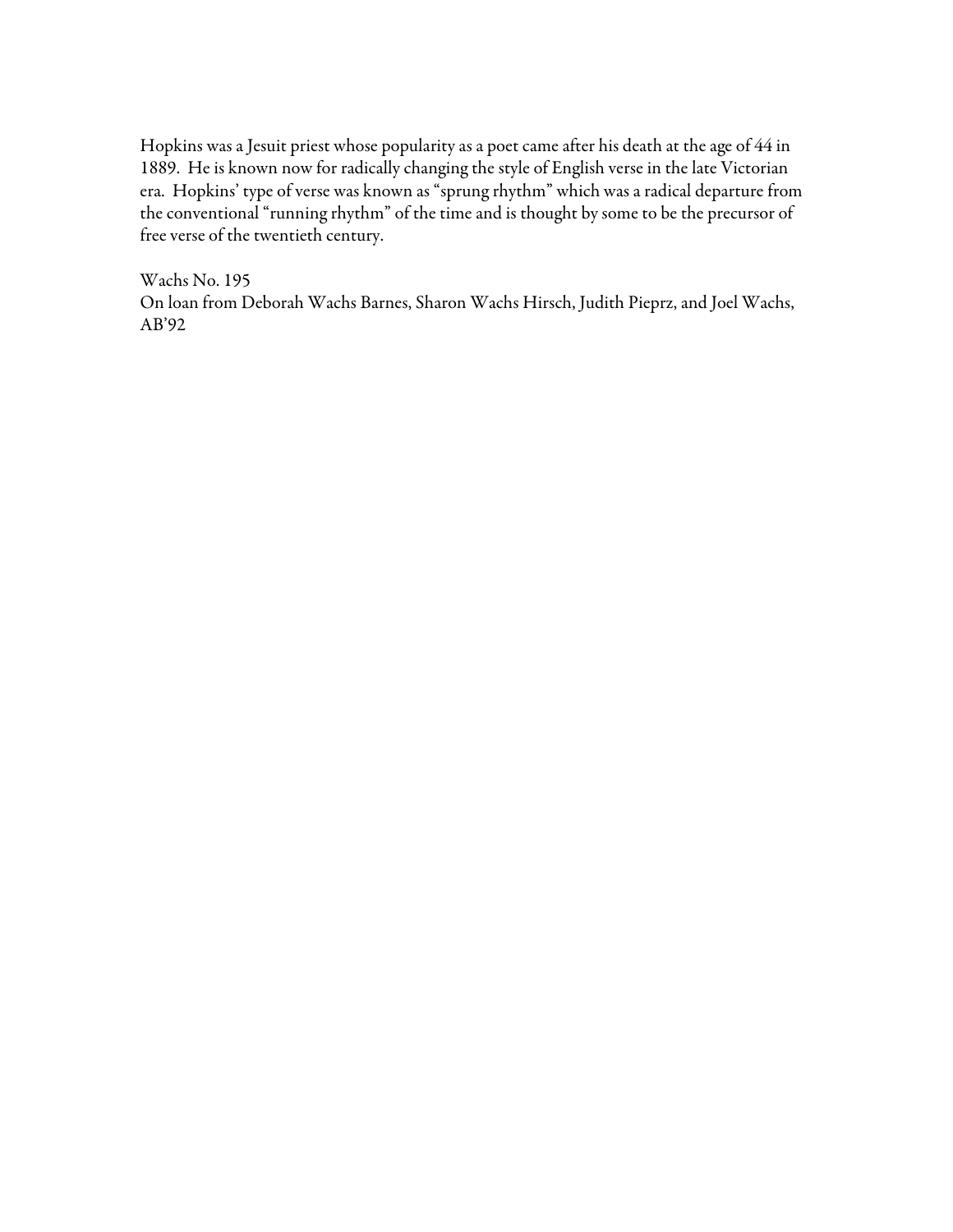Hopkins was a Jesuit priest whose popularity as a poet came after his death at the age of 44 in 1889. He is known now for radically changing the style of English verse in the late Victorian era. Hopkins' type of verse was known as "sprung rhythm" which was a radical departure from the conventional "running rhythm" of the time and is thought by some to be the precursor of free verse of the twentieth century.

Wachs No. 195
On loan from Deborah Wachs Barnes, Sharon Wachs Hirsch, Judith Pieprz, and Joel Wachs, AB'92